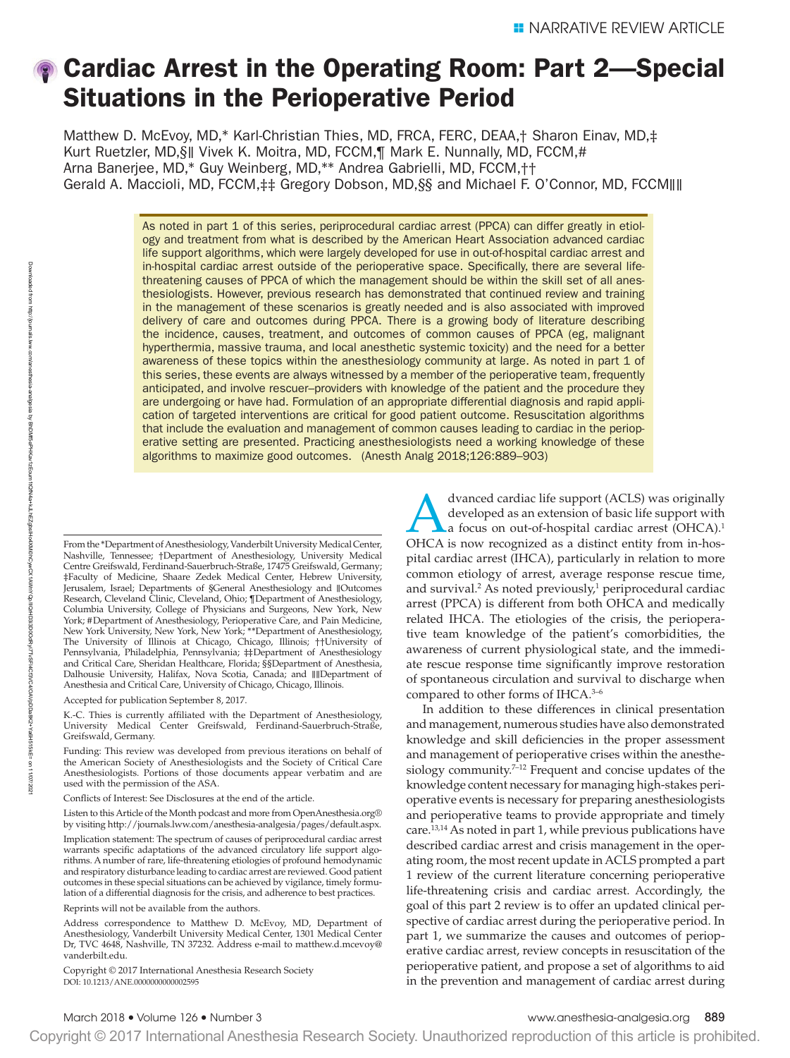NARRATIVE REVIEW ARTICLE

# Cardiac Arrest in the Operating Room: Part 2—Special Situations in the Perioperative Period

Matthew D. McEvoy, MD,* Karl-Christian Thies, MD, FRCA, FERC, DEAA,† Sharon Einav, MD,‡ Kurt Ruetzler, MD,§‖ Vivek K. Moitra, MD, FCCM,¶ Mark E. Nunnally, MD, FCCM,# Arna Banerjee, MD,* Guy Weinberg, MD,** Andrea Gabrielli, MD, FCCM,†† Gerald A. Maccioli, MD, FCCM,‡‡ Gregory Dobson, MD,§§ and Michael F. O'Connor, MD, FCCM‖‖

As noted in part 1 of this series, periprocedural cardiac arrest (PPCA) can differ greatly in etiology and treatment from what is described by the American Heart Association advanced cardiac life support algorithms, which were largely developed for use in out-of-hospital cardiac arrest and in-hospital cardiac arrest outside of the perioperative space. Specifically, there are several life-threatening causes of PPCA of which the management should be within the skill set of all anesthesiologists. However, previous research has demonstrated that continued review and training in the management of these scenarios is greatly needed and is also associated with improved delivery of care and outcomes during PPCA. There is a growing body of literature describing the incidence, causes, treatment, and outcomes of common causes of PPCA (eg, malignant hyperthermia, massive trauma, and local anesthetic systemic toxicity) and the need for a better awareness of these topics within the anesthesiology community at large. As noted in part 1 of this series, these events are always witnessed by a member of the perioperative team, frequently anticipated, and involve rescuer–providers with knowledge of the patient and the procedure they are undergoing or have had. Formulation of an appropriate differential diagnosis and rapid application of targeted interventions are critical for good patient outcome. Resuscitation algorithms that include the evaluation and management of common causes leading to cardiac in the perioperative setting are presented. Practicing anesthesiologists need a working knowledge of these algorithms to maximize good outcomes. (Anesth Analg 2018;126:889–903)

Advanced cardiac life support (ACLS) was originally developed as an extension of basic life support with a focus on out-of-hospital cardiac arrest (OHCA).[1] OHCA is now recognized as a distinct entity from in-hospital cardiac arrest (IHCA), particularly in relation to more common etiology of arrest, average response rescue time, and survival.[2] As noted previously,[1] periprocedural cardiac arrest (PPCA) is different from both OHCA and medically related IHCA. The etiologies of the crisis, the perioperative team knowledge of the patient's comorbidities, the awareness of current physiological state, and the immediate rescue response time significantly improve restoration of spontaneous circulation and survival to discharge when compared to other forms of IHCA.[3–6]

In addition to these differences in clinical presentation and management, numerous studies have also demonstrated knowledge and skill deficiencies in the proper assessment and management of perioperative crises within the anesthesiology community.[7–12] Frequent and concise updates of the knowledge content necessary for managing high-stakes perioperative events is necessary for preparing anesthesiologists and perioperative teams to provide appropriate and timely care.[13,14] As noted in part 1, while previous publications have described cardiac arrest and crisis management in the operating room, the most recent update in ACLS prompted a part 1 review of the current literature concerning perioperative life-threatening crisis and cardiac arrest. Accordingly, the goal of this part 2 review is to offer an updated clinical perspective of cardiac arrest during the perioperative period. In part 1, we summarize the causes and outcomes of perioperative cardiac arrest, review concepts in resuscitation of the perioperative patient, and propose a set of algorithms to aid in the prevention and management of cardiac arrest during

From the *Department of Anesthesiology, Vanderbilt University Medical Center, Nashville, Tennessee; †Department of Anesthesiology, University Medical Centre Greifswald, Ferdinand-Sauerbruch-Straße, 17475 Greifswald, Germany; ‡Faculty of Medicine, Shaare Zedek Medical Center, Hebrew University, Jerusalem, Israel; Departments of §General Anesthesiology and ‖Outcomes Research, Cleveland Clinic, Cleveland, Ohio; ¶Department of Anesthesiology, Columbia University, College of Physicians and Surgeons, New York, New York; #Department of Anesthesiology, Perioperative Care, and Pain Medicine, New York University, New York, New York; **Department of Anesthesiology, The University of Illinois at Chicago, Chicago, Illinois; ††University of Pennsylvania, Philadelphia, Pennsylvania; ‡‡Department of Anesthesiology and Critical Care, Sheridan Healthcare, Florida; §§Department of Anesthesia, Dalhousie University, Halifax, Nova Scotia, Canada; and ‖‖Department of Anesthesia and Critical Care, University of Chicago, Chicago, Illinois.

Accepted for publication September 8, 2017.

K.-C. Thies is currently affiliated with the Department of Anesthesiology, University Medical Center Greifswald, Ferdinand-Sauerbruch-Straße, Greifswald, Germany.

Funding: This review was developed from previous iterations on behalf of the American Society of Anesthesiologists and the Society of Critical Care Anesthesiologists. Portions of those documents appear verbatim and are used with the permission of the ASA.

Conflicts of Interest: See Disclosures at the end of the article.

Listen to this Article of the Month podcast and more from OpenAnesthesia.org® by visiting http://journals.lww.com/anesthesia-analgesia/pages/default.aspx.

Implication statement: The spectrum of causes of periprocedural cardiac arrest warrants specific adaptations of the advanced circulatory life support algorithms. A number of rare, life-threatening etiologies of profound hemodynamic and respiratory disturbance leading to cardiac arrest are reviewed. Good patient outcomes in these special situations can be achieved by vigilance, timely formulation of a differential diagnosis for the crisis, and adherence to best practices.

Reprints will not be available from the authors.

Address correspondence to Matthew D. McEvoy, MD, Department of Anesthesiology, Vanderbilt University Medical Center, 1301 Medical Center Dr, TVC 4648, Nashville, TN 37232. Address e-mail to matthew.d.mcevoy@vanderbilt.edu.

Copyright © 2017 International Anesthesia Research Society
DOI: 10.1213/ANE.0000000000002595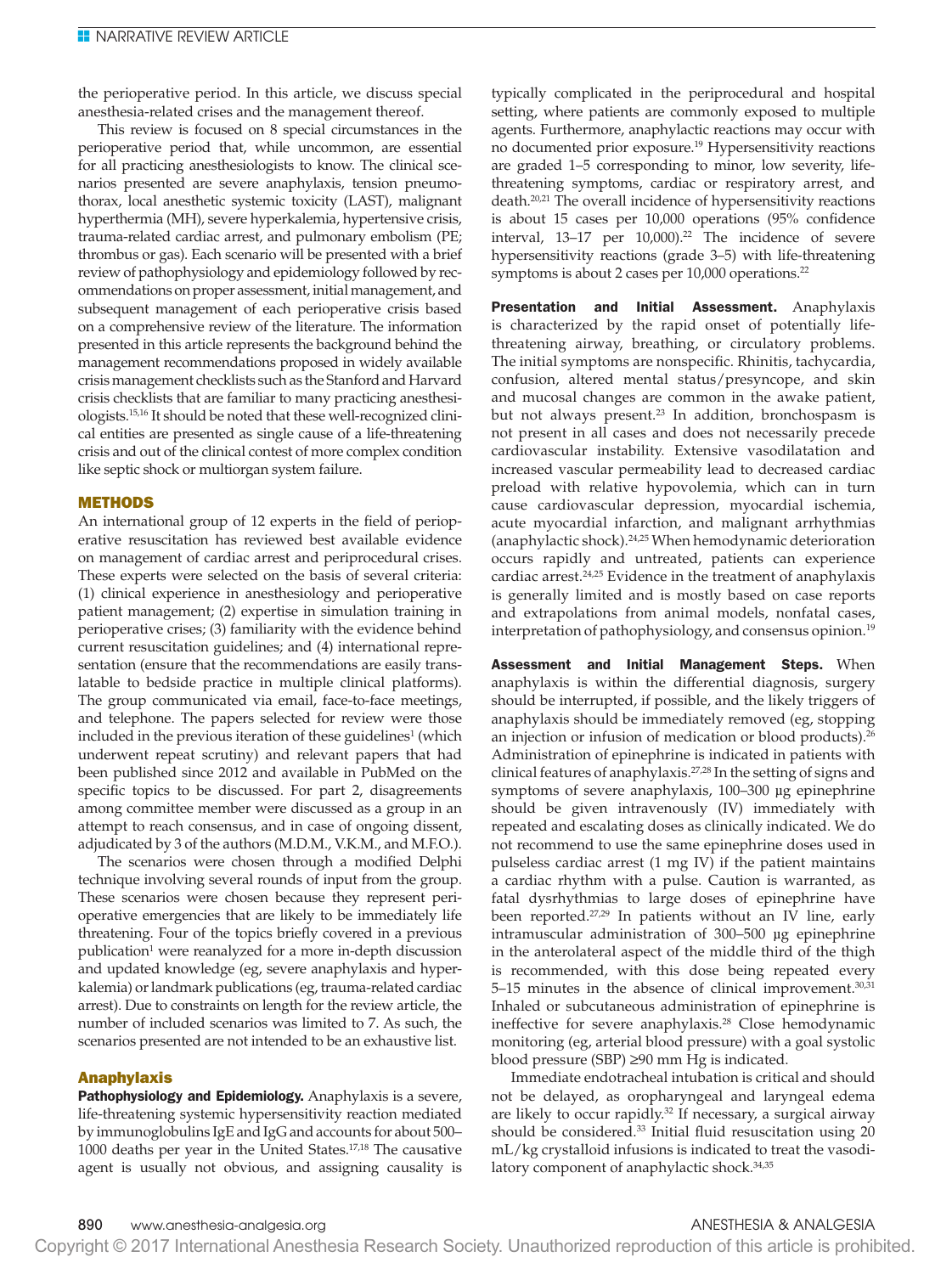the perioperative period. In this article, we discuss special anesthesia-related crises and the management thereof.

This review is focused on 8 special circumstances in the perioperative period that, while uncommon, are essential for all practicing anesthesiologists to know. The clinical scenarios presented are severe anaphylaxis, tension pneumothorax, local anesthetic systemic toxicity (LAST), malignant hyperthermia (MH), severe hyperkalemia, hypertensive crisis, trauma-related cardiac arrest, and pulmonary embolism (PE; thrombus or gas). Each scenario will be presented with a brief review of pathophysiology and epidemiology followed by recommendations on proper assessment, initial management, and subsequent management of each perioperative crisis based on a comprehensive review of the literature. The information presented in this article represents the background behind the management recommendations proposed in widely available crisis management checklists such as the Stanford and Harvard crisis checklists that are familiar to many practicing anesthesiologists.[15,16] It should be noted that these well-recognized clinical entities are presented as single cause of a life-threatening crisis and out of the clinical contest of more complex condition like septic shock or multiorgan system failure.

## METHODS

An international group of 12 experts in the field of perioperative resuscitation has reviewed best available evidence on management of cardiac arrest and periprocedural crises. These experts were selected on the basis of several criteria: (1) clinical experience in anesthesiology and perioperative patient management; (2) expertise in simulation training in perioperative crises; (3) familiarity with the evidence behind current resuscitation guidelines; and (4) international representation (ensure that the recommendations are easily translatable to bedside practice in multiple clinical platforms). The group communicated via email, face-to-face meetings, and telephone. The papers selected for review were those included in the previous iteration of these guidelines[1] (which underwent repeat scrutiny) and relevant papers that had been published since 2012 and available in PubMed on the specific topics to be discussed. For part 2, disagreements among committee member were discussed as a group in an attempt to reach consensus, and in case of ongoing dissent, adjudicated by 3 of the authors (M.D.M., V.K.M., and M.F.O.).

The scenarios were chosen through a modified Delphi technique involving several rounds of input from the group. These scenarios were chosen because they represent perioperative emergencies that are likely to be immediately life threatening. Four of the topics briefly covered in a previous publication[1] were reanalyzed for a more in-depth discussion and updated knowledge (eg, severe anaphylaxis and hyperkalemia) or landmark publications (eg, trauma-related cardiac arrest). Due to constraints on length for the review article, the number of included scenarios was limited to 7. As such, the scenarios presented are not intended to be an exhaustive list.

## Anaphylaxis

**Pathophysiology and Epidemiology.** Anaphylaxis is a severe, life-threatening systemic hypersensitivity reaction mediated by immunoglobulins IgE and IgG and accounts for about 500–1000 deaths per year in the United States.[17,18] The causative agent is usually not obvious, and assigning causality is typically complicated in the periprocedural and hospital setting, where patients are commonly exposed to multiple agents. Furthermore, anaphylactic reactions may occur with no documented prior exposure.[19] Hypersensitivity reactions are graded 1–5 corresponding to minor, low severity, life-threatening symptoms, cardiac or respiratory arrest, and death.[20,21] The overall incidence of hypersensitivity reactions is about 15 cases per 10,000 operations (95% confidence interval, 13–17 per 10,000).[22] The incidence of severe hypersensitivity reactions (grade 3–5) with life-threatening symptoms is about 2 cases per 10,000 operations.[22]

**Presentation and Initial Assessment.** Anaphylaxis is characterized by the rapid onset of potentially life-threatening airway, breathing, or circulatory problems. The initial symptoms are nonspecific. Rhinitis, tachycardia, confusion, altered mental status/presyncope, and skin and mucosal changes are common in the awake patient, but not always present.[23] In addition, bronchospasm is not present in all cases and does not necessarily precede cardiovascular instability. Extensive vasodilatation and increased vascular permeability lead to decreased cardiac preload with relative hypovolemia, which can in turn cause cardiovascular depression, myocardial ischemia, acute myocardial infarction, and malignant arrhythmias (anaphylactic shock).[24,25] When hemodynamic deterioration occurs rapidly and untreated, patients can experience cardiac arrest.[24,25] Evidence in the treatment of anaphylaxis is generally limited and is mostly based on case reports and extrapolations from animal models, nonfatal cases, interpretation of pathophysiology, and consensus opinion.[19]

**Assessment and Initial Management Steps.** When anaphylaxis is within the differential diagnosis, surgery should be interrupted, if possible, and the likely triggers of anaphylaxis should be immediately removed (eg, stopping an injection or infusion of medication or blood products).[26] Administration of epinephrine is indicated in patients with clinical features of anaphylaxis.[27,28] In the setting of signs and symptoms of severe anaphylaxis, 100–300 µg epinephrine should be given intravenously (IV) immediately with repeated and escalating doses as clinically indicated. We do not recommend to use the same epinephrine doses used in pulseless cardiac arrest (1 mg IV) if the patient maintains a cardiac rhythm with a pulse. Caution is warranted, as fatal dysrhythmias to large doses of epinephrine have been reported.[27,29] In patients without an IV line, early intramuscular administration of 300–500 µg epinephrine in the anterolateral aspect of the middle third of the thigh is recommended, with this dose being repeated every 5–15 minutes in the absence of clinical improvement.[30,31] Inhaled or subcutaneous administration of epinephrine is ineffective for severe anaphylaxis.[28] Close hemodynamic monitoring (eg, arterial blood pressure) with a goal systolic blood pressure (SBP) ≥90 mm Hg is indicated.

Immediate endotracheal intubation is critical and should not be delayed, as oropharyngeal and laryngeal edema are likely to occur rapidly.[32] If necessary, a surgical airway should be considered.[33] Initial fluid resuscitation using 20 mL/kg crystalloid infusions is indicated to treat the vasodilatory component of anaphylactic shock.[34,35]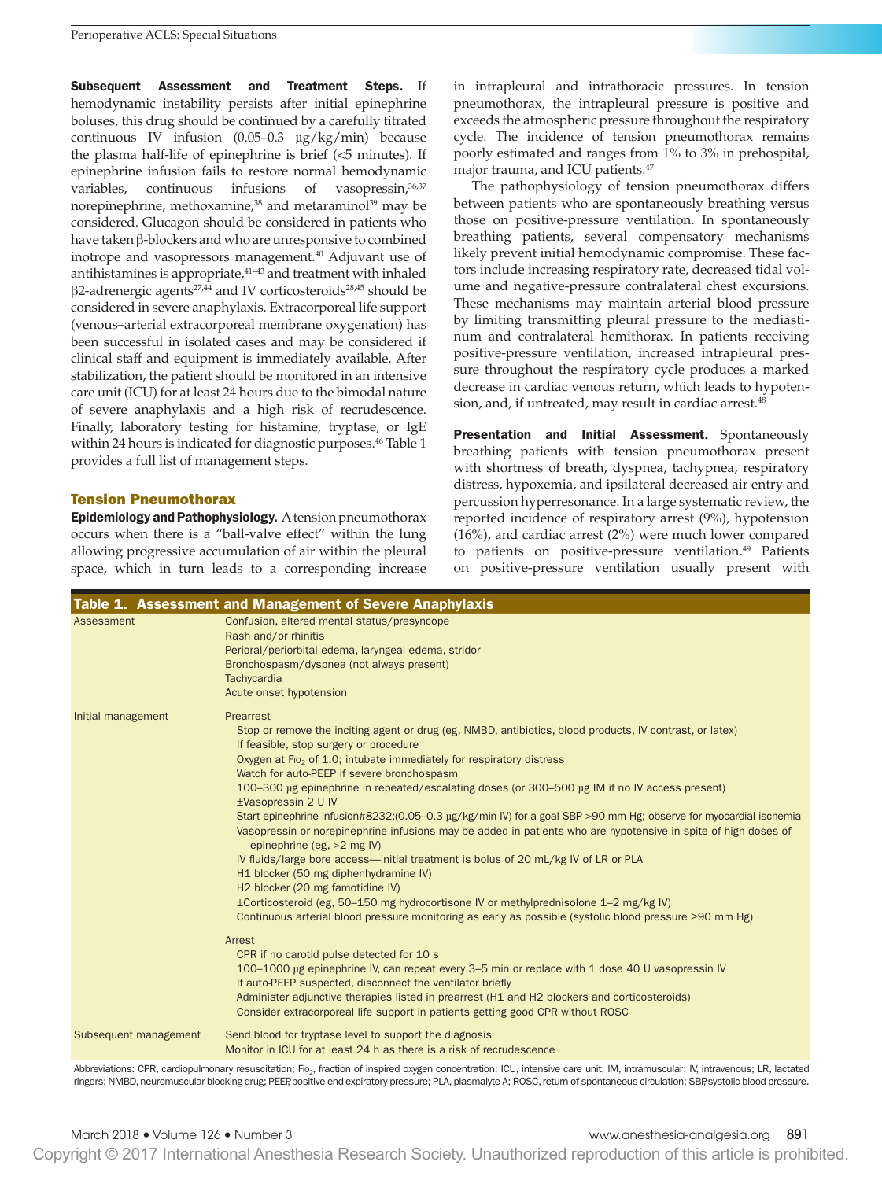**Subsequent Assessment and Treatment Steps.** If hemodynamic instability persists after initial epinephrine boluses, this drug should be continued by a carefully titrated continuous IV infusion (0.05–0.3 µg/kg/min) because the plasma half-life of epinephrine is brief (<5 minutes). If epinephrine infusion fails to restore normal hemodynamic variables, continuous infusions of vasopressin,[36,37] norepinephrine, methoxamine,[38] and metaraminol[39] may be considered. Glucagon should be considered in patients who have taken β-blockers and who are unresponsive to combined inotrope and vasopressors management.[40] Adjuvant use of antihistamines is appropriate,[41–43] and treatment with inhaled β2-adrenergic agents[27,44] and IV corticosteroids[28,45] should be considered in severe anaphylaxis. Extracorporeal life support (venous–arterial extracorporeal membrane oxygenation) has been successful in isolated cases and may be considered if clinical staff and equipment is immediately available. After stabilization, the patient should be monitored in an intensive care unit (ICU) for at least 24 hours due to the bimodal nature of severe anaphylaxis and a high risk of recrudescence. Finally, laboratory testing for histamine, tryptase, or IgE within 24 hours is indicated for diagnostic purposes.[46] Table 1 provides a full list of management steps.

### Tension Pneumothorax

**Epidemiology and Pathophysiology.** A tension pneumothorax occurs when there is a "ball-valve effect" within the lung allowing progressive accumulation of air within the pleural space, which in turn leads to a corresponding increase in intrapleural and intrathoracic pressures. In tension pneumothorax, the intrapleural pressure is positive and exceeds the atmospheric pressure throughout the respiratory cycle. The incidence of tension pneumothorax remains poorly estimated and ranges from 1% to 3% in prehospital, major trauma, and ICU patients.[47]

The pathophysiology of tension pneumothorax differs between patients who are spontaneously breathing versus those on positive-pressure ventilation. In spontaneously breathing patients, several compensatory mechanisms likely prevent initial hemodynamic compromise. These factors include increasing respiratory rate, decreased tidal volume and negative-pressure contralateral chest excursions. These mechanisms may maintain arterial blood pressure by limiting transmitting pleural pressure to the mediastinum and contralateral hemithorax. In patients receiving positive-pressure ventilation, increased intrapleural pressure throughout the respiratory cycle produces a marked decrease in cardiac venous return, which leads to hypotension, and, if untreated, may result in cardiac arrest.[48]

**Presentation and Initial Assessment.** Spontaneously breathing patients with tension pneumothorax present with shortness of breath, dyspnea, tachypnea, respiratory distress, hypoxemia, and ipsilateral decreased air entry and percussion hyperresonance. In a large systematic review, the reported incidence of respiratory arrest (9%), hypotension (16%), and cardiac arrest (2%) were much lower compared to patients on positive-pressure ventilation.[49] Patients on positive-pressure ventilation usually present with

**Table 1. Assessment and Management of Severe Anaphylaxis**

| | |
|---|---|
| Assessment | Confusion, altered mental status/presyncope<br>Rash and/or rhinitis<br>Perioral/periorbital edema, laryngeal edema, stridor<br>Bronchospasm/dyspnea (not always present)<br>Tachycardia<br>Acute onset hypotension |
| Initial management | Prearrest<br>Stop or remove the inciting agent or drug (eg, NMBD, antibiotics, blood products, IV contrast, or latex)<br>If feasible, stop surgery or procedure<br>Oxygen at $F_{IO_2}$ of 1.0; intubate immediately for respiratory distress<br>Watch for auto-PEEP if severe bronchospasm<br>100–300 µg epinephrine in repeated/escalating doses (or 300–500 µg IM if no IV access present)<br>±Vasopressin 2 U IV<br>Start epinephrine infusion#8232;(0.05–0.3 µg/kg/min IV) for a goal SBP >90 mm Hg; observe for myocardial ischemia<br>Vasopressin or norepinephrine infusions may be added in patients who are hypotensive in spite of high doses of epinephrine (eg, >2 mg IV)<br>IV fluids/large bore access—initial treatment is bolus of 20 mL/kg IV of LR or PLA<br>H1 blocker (50 mg diphenhydramine IV)<br>H2 blocker (20 mg famotidine IV)<br>±Corticosteroid (eg, 50–150 mg hydrocortisone IV or methylprednisolone 1–2 mg/kg IV)<br>Continuous arterial blood pressure monitoring as early as possible (systolic blood pressure ≥90 mm Hg) |
| | Arrest<br>CPR if no carotid pulse detected for 10 s<br>100–1000 µg epinephrine IV, can repeat every 3–5 min or replace with 1 dose 40 U vasopressin IV<br>If auto-PEEP suspected, disconnect the ventilator briefly<br>Administer adjunctive therapies listed in prearrest (H1 and H2 blockers and corticosteroids)<br>Consider extracorporeal life support in patients getting good CPR without ROSC |
| Subsequent management | Send blood for tryptase level to support the diagnosis<br>Monitor in ICU for at least 24 h as there is a risk of recrudescence |

Abbreviations: CPR, cardiopulmonary resuscitation; $F_{IO_2}$, fraction of inspired oxygen concentration; ICU, intensive care unit; IM, intramuscular; IV, intravenous; LR, lactated ringers; NMBD, neuromuscular blocking drug; PEEP, positive end-expiratory pressure; PLA, plasmalyte-A; ROSC, return of spontaneous circulation; SBP, systolic blood pressure.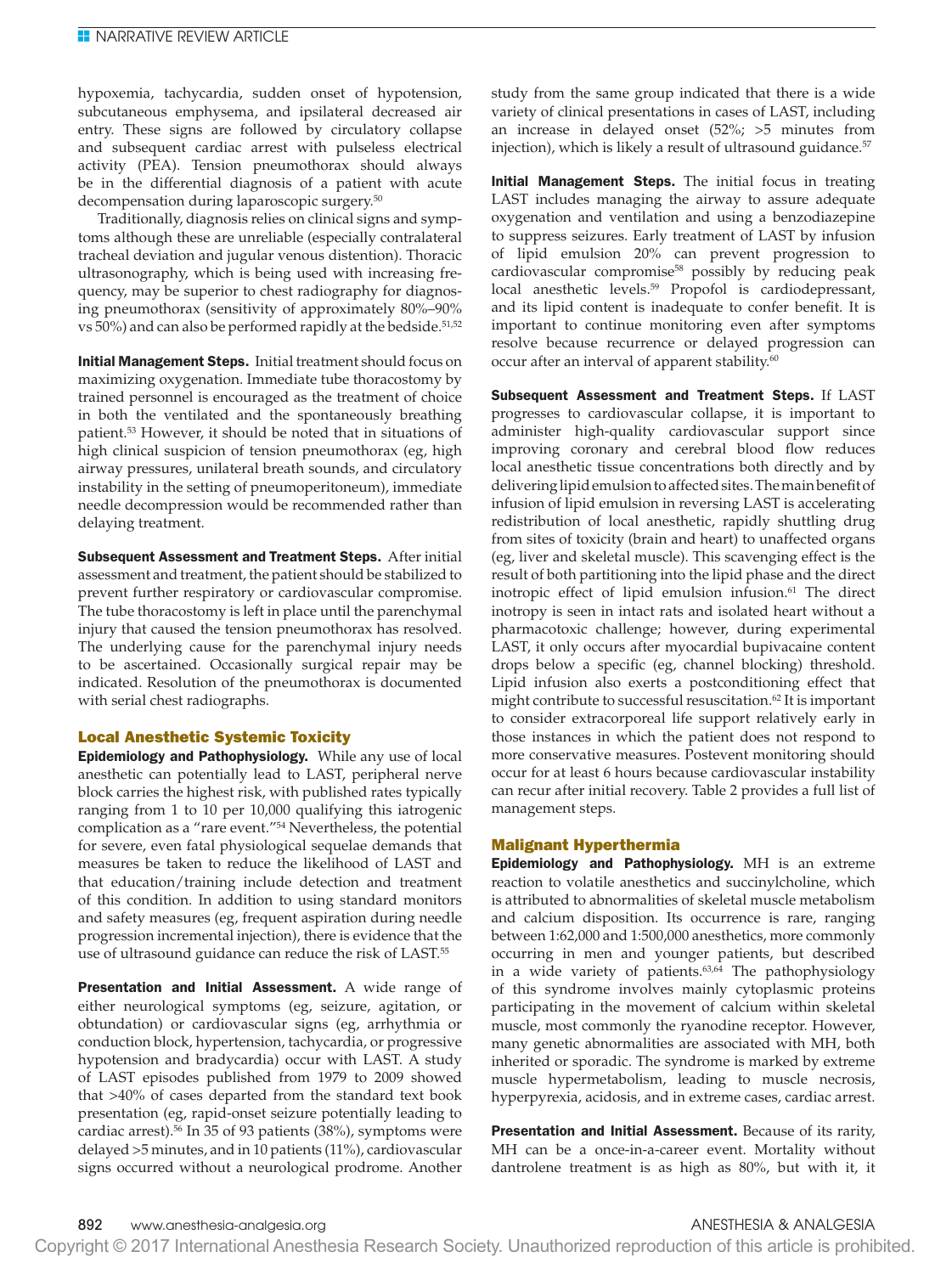hypoxemia, tachycardia, sudden onset of hypotension, subcutaneous emphysema, and ipsilateral decreased air entry. These signs are followed by circulatory collapse and subsequent cardiac arrest with pulseless electrical activity (PEA). Tension pneumothorax should always be in the differential diagnosis of a patient with acute decompensation during laparoscopic surgery.[50]

Traditionally, diagnosis relies on clinical signs and symptoms although these are unreliable (especially contralateral tracheal deviation and jugular venous distention). Thoracic ultrasonography, which is being used with increasing frequency, may be superior to chest radiography for diagnosing pneumothorax (sensitivity of approximately 80%–90% vs 50%) and can also be performed rapidly at the bedside.[51,52]

**Initial Management Steps.** Initial treatment should focus on maximizing oxygenation. Immediate tube thoracostomy by trained personnel is encouraged as the treatment of choice in both the ventilated and the spontaneously breathing patient.[53] However, it should be noted that in situations of high clinical suspicion of tension pneumothorax (eg, high airway pressures, unilateral breath sounds, and circulatory instability in the setting of pneumoperitoneum), immediate needle decompression would be recommended rather than delaying treatment.

**Subsequent Assessment and Treatment Steps.** After initial assessment and treatment, the patient should be stabilized to prevent further respiratory or cardiovascular compromise. The tube thoracostomy is left in place until the parenchymal injury that caused the tension pneumothorax has resolved. The underlying cause for the parenchymal injury needs to be ascertained. Occasionally surgical repair may be indicated. Resolution of the pneumothorax is documented with serial chest radiographs.

## Local Anesthetic Systemic Toxicity

**Epidemiology and Pathophysiology.** While any use of local anesthetic can potentially lead to LAST, peripheral nerve block carries the highest risk, with published rates typically ranging from 1 to 10 per 10,000 qualifying this iatrogenic complication as a "rare event."[54] Nevertheless, the potential for severe, even fatal physiological sequelae demands that measures be taken to reduce the likelihood of LAST and that education/training include detection and treatment of this condition. In addition to using standard monitors and safety measures (eg, frequent aspiration during needle progression incremental injection), there is evidence that the use of ultrasound guidance can reduce the risk of LAST.[55]

**Presentation and Initial Assessment.** A wide range of either neurological symptoms (eg, seizure, agitation, or obtundation) or cardiovascular signs (eg, arrhythmia or conduction block, hypertension, tachycardia, or progressive hypotension and bradycardia) occur with LAST. A study of LAST episodes published from 1979 to 2009 showed that >40% of cases departed from the standard text book presentation (eg, rapid-onset seizure potentially leading to cardiac arrest).[56] In 35 of 93 patients (38%), symptoms were delayed >5 minutes, and in 10 patients (11%), cardiovascular signs occurred without a neurological prodrome. Another study from the same group indicated that there is a wide variety of clinical presentations in cases of LAST, including an increase in delayed onset (52%; >5 minutes from injection), which is likely a result of ultrasound guidance.[57]

**Initial Management Steps.** The initial focus in treating LAST includes managing the airway to assure adequate oxygenation and ventilation and using a benzodiazepine to suppress seizures. Early treatment of LAST by infusion of lipid emulsion 20% can prevent progression to cardiovascular compromise[58] possibly by reducing peak local anesthetic levels.[59] Propofol is cardiodepressant, and its lipid content is inadequate to confer benefit. It is important to continue monitoring even after symptoms resolve because recurrence or delayed progression can occur after an interval of apparent stability.[60]

**Subsequent Assessment and Treatment Steps.** If LAST progresses to cardiovascular collapse, it is important to administer high-quality cardiovascular support since improving coronary and cerebral blood flow reduces local anesthetic tissue concentrations both directly and by delivering lipid emulsion to affected sites. The main benefit of infusion of lipid emulsion in reversing LAST is accelerating redistribution of local anesthetic, rapidly shuttling drug from sites of toxicity (brain and heart) to unaffected organs (eg, liver and skeletal muscle). This scavenging effect is the result of both partitioning into the lipid phase and the direct inotropic effect of lipid emulsion infusion.[61] The direct inotropy is seen in intact rats and isolated heart without a pharmacotoxic challenge; however, during experimental LAST, it only occurs after myocardial bupivacaine content drops below a specific (eg, channel blocking) threshold. Lipid infusion also exerts a postconditioning effect that might contribute to successful resuscitation.[62] It is important to consider extracorporeal life support relatively early in those instances in which the patient does not respond to more conservative measures. Postevent monitoring should occur for at least 6 hours because cardiovascular instability can recur after initial recovery. Table 2 provides a full list of management steps.

## Malignant Hyperthermia

**Epidemiology and Pathophysiology.** MH is an extreme reaction to volatile anesthetics and succinylcholine, which is attributed to abnormalities of skeletal muscle metabolism and calcium disposition. Its occurrence is rare, ranging between 1:62,000 and 1:500,000 anesthetics, more commonly occurring in men and younger patients, but described in a wide variety of patients.[63,64] The pathophysiology of this syndrome involves mainly cytoplasmic proteins participating in the movement of calcium within skeletal muscle, most commonly the ryanodine receptor. However, many genetic abnormalities are associated with MH, both inherited or sporadic. The syndrome is marked by extreme muscle hypermetabolism, leading to muscle necrosis, hyperpyrexia, acidosis, and in extreme cases, cardiac arrest.

**Presentation and Initial Assessment.** Because of its rarity, MH can be a once-in-a-career event. Mortality without dantrolene treatment is as high as 80%, but with it, it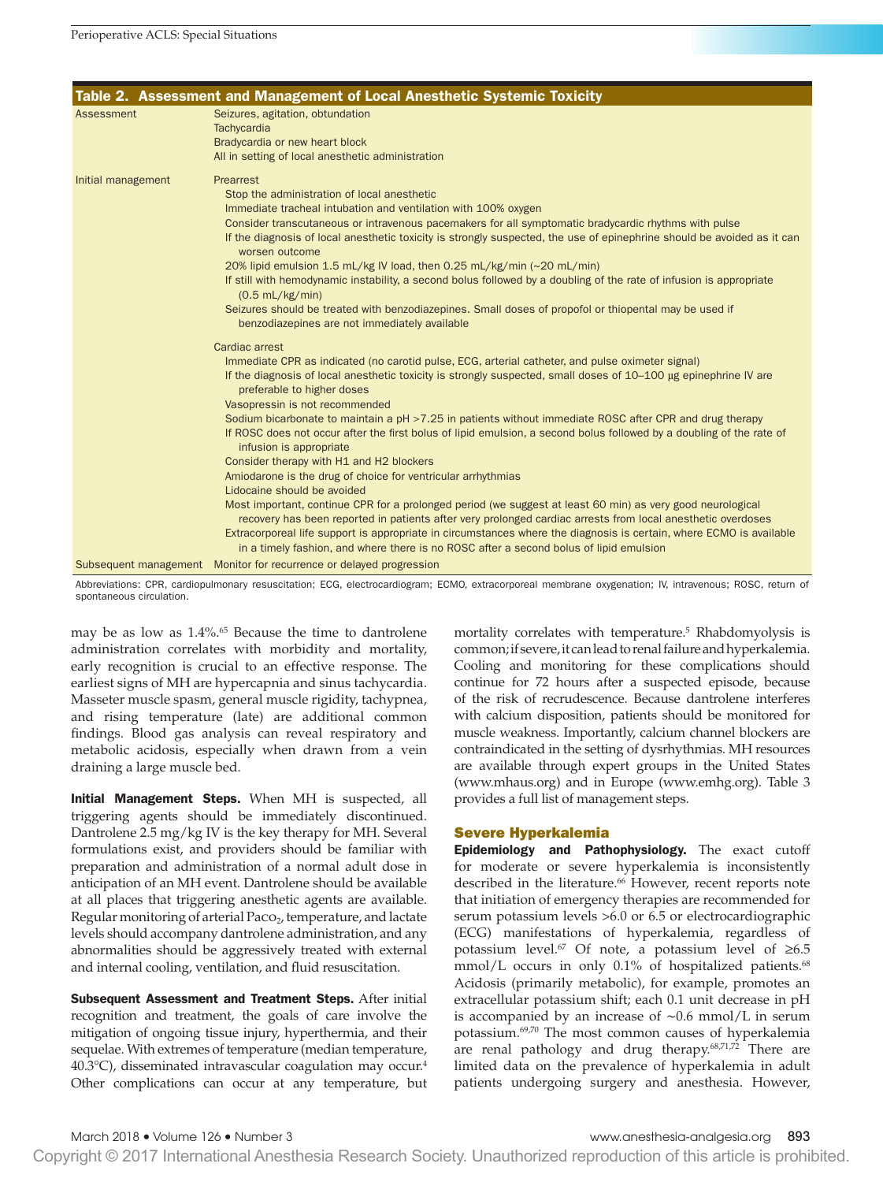**Table 2. Assessment and Management of Local Anesthetic Systemic Toxicity**

| | |
|---|---|
| Assessment | Seizures, agitation, obtundation<br>Tachycardia<br>Bradycardia or new heart block<br>All in setting of local anesthetic administration |
| Initial management | Prearrest<br>Stop the administration of local anesthetic<br>Immediate tracheal intubation and ventilation with 100% oxygen<br>Consider transcutaneous or intravenous pacemakers for all symptomatic bradycardic rhythms with pulse<br>If the diagnosis of local anesthetic toxicity is strongly suspected, the use of epinephrine should be avoided as it can worsen outcome<br>20% lipid emulsion 1.5 mL/kg IV load, then 0.25 mL/kg/min (~20 mL/min)<br>If still with hemodynamic instability, a second bolus followed by a doubling of the rate of infusion is appropriate (0.5 mL/kg/min)<br>Seizures should be treated with benzodiazepines. Small doses of propofol or thiopental may be used if benzodiazepines are not immediately available |
| | Cardiac arrest<br>Immediate CPR as indicated (no carotid pulse, ECG, arterial catheter, and pulse oximeter signal)<br>If the diagnosis of local anesthetic toxicity is strongly suspected, small doses of 10–100 µg epinephrine IV are preferable to higher doses<br>Vasopressin is not recommended<br>Sodium bicarbonate to maintain a pH >7.25 in patients without immediate ROSC after CPR and drug therapy<br>If ROSC does not occur after the first bolus of lipid emulsion, a second bolus followed by a doubling of the rate of infusion is appropriate<br>Consider therapy with H1 and H2 blockers<br>Amiodarone is the drug of choice for ventricular arrhythmias<br>Lidocaine should be avoided<br>Most important, continue CPR for a prolonged period (we suggest at least 60 min) as very good neurological recovery has been reported in patients after very prolonged cardiac arrests from local anesthetic overdoses<br>Extracorporeal life support is appropriate in circumstances where the diagnosis is certain, where ECMO is available in a timely fashion, and where there is no ROSC after a second bolus of lipid emulsion |
| Subsequent management | Monitor for recurrence or delayed progression |

Abbreviations: CPR, cardiopulmonary resuscitation; ECG, electrocardiogram; ECMO, extracorporeal membrane oxygenation; IV, intravenous; ROSC, return of spontaneous circulation.

may be as low as 1.4%.[65] Because the time to dantrolene administration correlates with morbidity and mortality, early recognition is crucial to an effective response. The earliest signs of MH are hypercapnia and sinus tachycardia. Masseter muscle spasm, general muscle rigidity, tachypnea, and rising temperature (late) are additional common findings. Blood gas analysis can reveal respiratory and metabolic acidosis, especially when drawn from a vein draining a large muscle bed.

**Initial Management Steps.** When MH is suspected, all triggering agents should be immediately discontinued. Dantrolene 2.5 mg/kg IV is the key therapy for MH. Several formulations exist, and providers should be familiar with preparation and administration of a normal adult dose in anticipation of an MH event. Dantrolene should be available at all places that triggering anesthetic agents are available. Regular monitoring of arterial $Paco_2$, temperature, and lactate levels should accompany dantrolene administration, and any abnormalities should be aggressively treated with external and internal cooling, ventilation, and fluid resuscitation.

**Subsequent Assessment and Treatment Steps.** After initial recognition and treatment, the goals of care involve the mitigation of ongoing tissue injury, hyperthermia, and their sequelae. With extremes of temperature (median temperature, 40.3°C), disseminated intravascular coagulation may occur.[4] Other complications can occur at any temperature, but mortality correlates with temperature.[5] Rhabdomyolysis is common; if severe, it can lead to renal failure and hyperkalemia. Cooling and monitoring for these complications should continue for 72 hours after a suspected episode, because of the risk of recrudescence. Because dantrolene interferes with calcium disposition, patients should be monitored for muscle weakness. Importantly, calcium channel blockers are contraindicated in the setting of dysrhythmias. MH resources are available through expert groups in the United States (www.mhaus.org) and in Europe (www.emhg.org). Table 3 provides a full list of management steps.

## Severe Hyperkalemia

**Epidemiology and Pathophysiology.** The exact cutoff for moderate or severe hyperkalemia is inconsistently described in the literature.[66] However, recent reports note that initiation of emergency therapies are recommended for serum potassium levels >6.0 or 6.5 or electrocardiographic (ECG) manifestations of hyperkalemia, regardless of potassium level.[67] Of note, a potassium level of ≥6.5 mmol/L occurs in only 0.1% of hospitalized patients.[68] Acidosis (primarily metabolic), for example, promotes an extracellular potassium shift; each 0.1 unit decrease in pH is accompanied by an increase of ~0.6 mmol/L in serum potassium.[69,70] The most common causes of hyperkalemia are renal pathology and drug therapy.[68,71,72] There are limited data on the prevalence of hyperkalemia in adult patients undergoing surgery and anesthesia. However,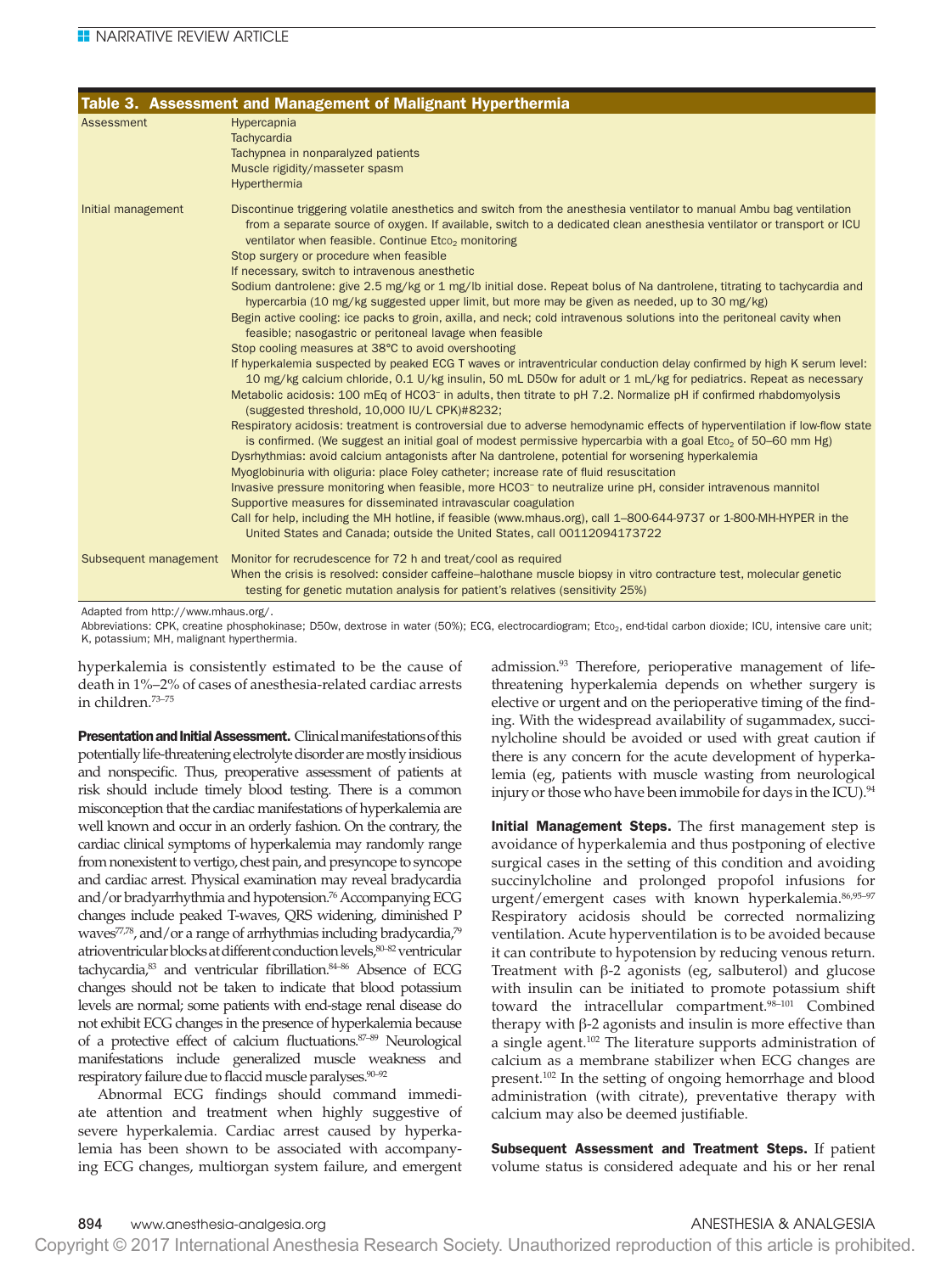**Table 3. Assessment and Management of Malignant Hyperthermia**

| | |
|---|---|
| Assessment | Hypercapnia<br>Tachycardia<br>Tachypnea in nonparalyzed patients<br>Muscle rigidity/masseter spasm<br>Hyperthermia |
| Initial management | Discontinue triggering volatile anesthetics and switch from the anesthesia ventilator to manual Ambu bag ventilation from a separate source of oxygen. If available, switch to a dedicated clean anesthesia ventilator or transport or ICU ventilator when feasible. Continue $Etco_2$ monitoring<br>Stop surgery or procedure when feasible<br>If necessary, switch to intravenous anesthetic<br>Sodium dantrolene: give 2.5 mg/kg or 1 mg/lb initial dose. Repeat bolus of Na dantrolene, titrating to tachycardia and hypercarbia (10 mg/kg suggested upper limit, but more may be given as needed, up to 30 mg/kg)<br>Begin active cooling: ice packs to groin, axilla, and neck; cold intravenous solutions into the peritoneal cavity when feasible; nasogastric or peritoneal lavage when feasible<br>Stop cooling measures at 38°C to avoid overshooting<br>If hyperkalemia suspected by peaked ECG T waves or intraventricular conduction delay confirmed by high K serum level: 10 mg/kg calcium chloride, 0.1 U/kg insulin, 50 mL D50w for adult or 1 mL/kg for pediatrics. Repeat as necessary<br>Metabolic acidosis: 100 mEq of $HCO3^-$ in adults, then titrate to pH 7.2. Normalize pH if confirmed rhabdomyolysis (suggested threshold, 10,000 IU/L CPK)#8232;<br>Respiratory acidosis: treatment is controversial due to adverse hemodynamic effects of hyperventilation if low-flow state is confirmed. (We suggest an initial goal of modest permissive hypercarbia with a goal $Etco_2$ of 50–60 mm Hg)<br>Dysrhythmias: avoid calcium antagonists after Na dantrolene, potential for worsening hyperkalemia<br>Myoglobinuria with oliguria: place Foley catheter; increase rate of fluid resuscitation<br>Invasive pressure monitoring when feasible, more $HCO3^-$ to neutralize urine pH, consider intravenous mannitol<br>Supportive measures for disseminated intravascular coagulation<br>Call for help, including the MH hotline, if feasible (www.mhaus.org), call 1–800-644-9737 or 1-800-MH-HYPER in the United States and Canada; outside the United States, call 00112094173722 |
| Subsequent management | Monitor for recrudescence for 72 h and treat/cool as required<br>When the crisis is resolved: consider caffeine–halothane muscle biopsy in vitro contracture test, molecular genetic testing for genetic mutation analysis for patient's relatives (sensitivity 25%) |

Adapted from http://www.mhaus.org/.

Abbreviations: CPK, creatine phosphokinase; D50w, dextrose in water (50%); ECG, electrocardiogram; $Etco_2$, end-tidal carbon dioxide; ICU, intensive care unit; K, potassium; MH, malignant hyperthermia.

hyperkalemia is consistently estimated to be the cause of death in 1%–2% of cases of anesthesia-related cardiac arrests in children.[73–75]

**Presentation and Initial Assessment.** Clinical manifestations of this potentially life-threatening electrolyte disorder are mostly insidious and nonspecific. Thus, preoperative assessment of patients at risk should include timely blood testing. There is a common misconception that the cardiac manifestations of hyperkalemia are well known and occur in an orderly fashion. On the contrary, the cardiac clinical symptoms of hyperkalemia may randomly range from nonexistent to vertigo, chest pain, and presyncope to syncope and cardiac arrest. Physical examination may reveal bradycardia and/or bradyarrhythmia and hypotension.[76] Accompanying ECG changes include peaked T-waves, QRS widening, diminished P waves[77,78], and/or a range of arrhythmias including bradycardia,[79] atrioventricular blocks at different conduction levels,[80–82] ventricular tachycardia,[83] and ventricular fibrillation.[84–86] Absence of ECG changes should not be taken to indicate that blood potassium levels are normal; some patients with end-stage renal disease do not exhibit ECG changes in the presence of hyperkalemia because of a protective effect of calcium fluctuations.[87–89] Neurological manifestations include generalized muscle weakness and respiratory failure due to flaccid muscle paralyses.[90–92]

Abnormal ECG findings should command immediate attention and treatment when highly suggestive of severe hyperkalemia. Cardiac arrest caused by hyperkalemia has been shown to be associated with accompanying ECG changes, multiorgan system failure, and emergent admission.[93] Therefore, perioperative management of life-threatening hyperkalemia depends on whether surgery is elective or urgent and on the perioperative timing of the finding. With the widespread availability of sugammadex, succinylcholine should be avoided or used with great caution if there is any concern for the acute development of hyperkalemia (eg, patients with muscle wasting from neurological injury or those who have been immobile for days in the ICU).[94]

**Initial Management Steps.** The first management step is avoidance of hyperkalemia and thus postponing of elective surgical cases in the setting of this condition and avoiding succinylcholine and prolonged propofol infusions for urgent/emergent cases with known hyperkalemia.[86,95–97] Respiratory acidosis should be corrected normalizing ventilation. Acute hyperventilation is to be avoided because it can contribute to hypotension by reducing venous return. Treatment with β-2 agonists (eg, salbuterol) and glucose with insulin can be initiated to promote potassium shift toward the intracellular compartment.[98–101] Combined therapy with β-2 agonists and insulin is more effective than a single agent.[102] The literature supports administration of calcium as a membrane stabilizer when ECG changes are present.[102] In the setting of ongoing hemorrhage and blood administration (with citrate), preventative therapy with calcium may also be deemed justifiable.

**Subsequent Assessment and Treatment Steps.** If patient volume status is considered adequate and his or her renal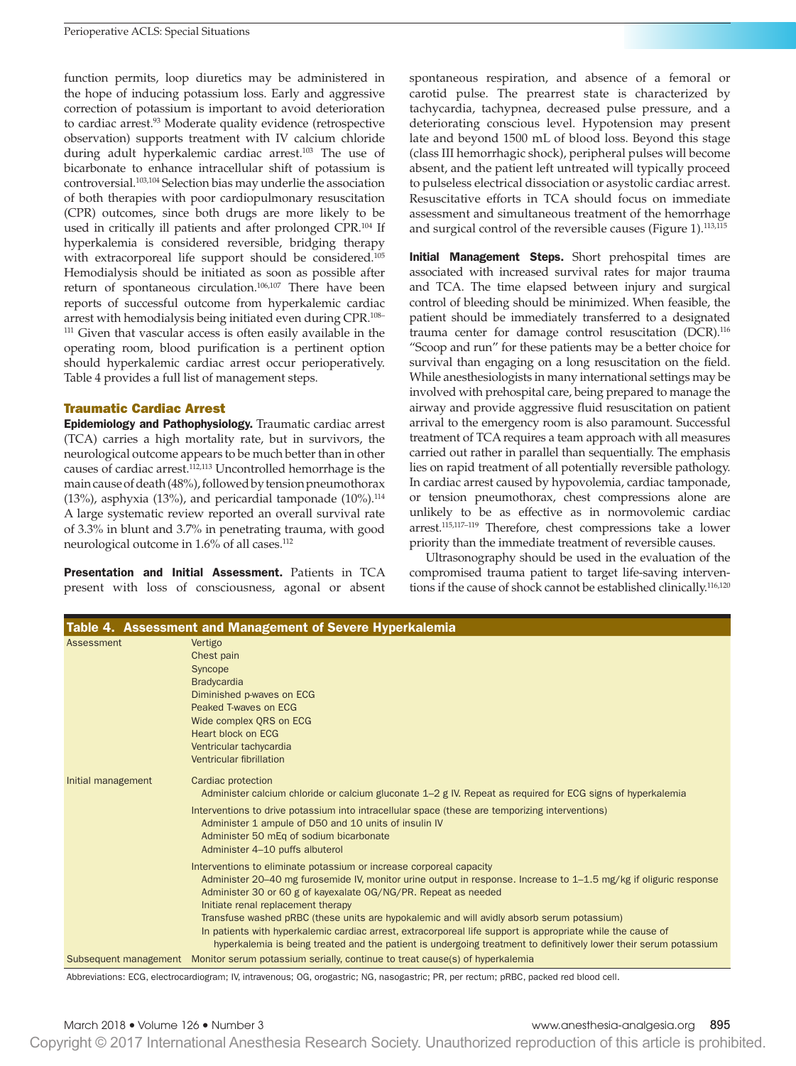function permits, loop diuretics may be administered in the hope of inducing potassium loss. Early and aggressive correction of potassium is important to avoid deterioration to cardiac arrest.[93] Moderate quality evidence (retrospective observation) supports treatment with IV calcium chloride during adult hyperkalemic cardiac arrest.[103] The use of bicarbonate to enhance intracellular shift of potassium is controversial.[103,104] Selection bias may underlie the association of both therapies with poor cardiopulmonary resuscitation (CPR) outcomes, since both drugs are more likely to be used in critically ill patients and after prolonged CPR.[104] If hyperkalemia is considered reversible, bridging therapy with extracorporeal life support should be considered.[105] Hemodialysis should be initiated as soon as possible after return of spontaneous circulation.[106,107] There have been reports of successful outcome from hyperkalemic cardiac arrest with hemodialysis being initiated even during CPR.[108–111] Given that vascular access is often easily available in the operating room, blood purification is a pertinent option should hyperkalemic cardiac arrest occur perioperatively. Table 4 provides a full list of management steps.

## Traumatic Cardiac Arrest

**Epidemiology and Pathophysiology.** Traumatic cardiac arrest (TCA) carries a high mortality rate, but in survivors, the neurological outcome appears to be much better than in other causes of cardiac arrest.[112,113] Uncontrolled hemorrhage is the main cause of death (48%), followed by tension pneumothorax (13%), asphyxia (13%), and pericardial tamponade (10%).[114] A large systematic review reported an overall survival rate of 3.3% in blunt and 3.7% in penetrating trauma, with good neurological outcome in 1.6% of all cases.[112]

**Presentation and Initial Assessment.** Patients in TCA present with loss of consciousness, agonal or absent spontaneous respiration, and absence of a femoral or carotid pulse. The prearrest state is characterized by tachycardia, tachypnea, decreased pulse pressure, and a deteriorating conscious level. Hypotension may present late and beyond 1500 mL of blood loss. Beyond this stage (class III hemorrhagic shock), peripheral pulses will become absent, and the patient left untreated will typically proceed to pulseless electrical dissociation or asystolic cardiac arrest. Resuscitative efforts in TCA should focus on immediate assessment and simultaneous treatment of the hemorrhage and surgical control of the reversible causes (Figure 1).[113,115]

**Initial Management Steps.** Short prehospital times are associated with increased survival rates for major trauma and TCA. The time elapsed between injury and surgical control of bleeding should be minimized. When feasible, the patient should be immediately transferred to a designated trauma center for damage control resuscitation (DCR).[116] "Scoop and run" for these patients may be a better choice for survival than engaging on a long resuscitation on the field. While anesthesiologists in many international settings may be involved with prehospital care, being prepared to manage the airway and provide aggressive fluid resuscitation on patient arrival to the emergency room is also paramount. Successful treatment of TCA requires a team approach with all measures carried out rather in parallel than sequentially. The emphasis lies on rapid treatment of all potentially reversible pathology. In cardiac arrest caused by hypovolemia, cardiac tamponade, or tension pneumothorax, chest compressions alone are unlikely to be as effective as in normovolemic cardiac arrest.[115,117–119] Therefore, chest compressions take a lower priority than the immediate treatment of reversible causes.

Ultrasonography should be used in the evaluation of the compromised trauma patient to target life-saving interventions if the cause of shock cannot be established clinically.[116,120]

**Table 4. Assessment and Management of Severe Hyperkalemia**

| | |
|---|---|
| Assessment | Vertigo<br>Chest pain<br>Syncope<br>Bradycardia<br>Diminished p-waves on ECG<br>Peaked T-waves on ECG<br>Wide complex QRS on ECG<br>Heart block on ECG<br>Ventricular tachycardia<br>Ventricular fibrillation |
| Initial management | Cardiac protection<br>Administer calcium chloride or calcium gluconate 1–2 g IV. Repeat as required for ECG signs of hyperkalemia |
| | Interventions to drive potassium into intracellular space (these are temporizing interventions)<br>Administer 1 ampule of D50 and 10 units of insulin IV<br>Administer 50 mEq of sodium bicarbonate<br>Administer 4–10 puffs albuterol |
| | Interventions to eliminate potassium or increase corporeal capacity<br>Administer 20–40 mg furosemide IV, monitor urine output in response. Increase to 1–1.5 mg/kg if oliguric response<br>Administer 30 or 60 g of kayexalate OG/NG/PR. Repeat as needed<br>Initiate renal replacement therapy<br>Transfuse washed pRBC (these units are hypokalemic and will avidly absorb serum potassium)<br>In patients with hyperkalemic cardiac arrest, extracorporeal life support is appropriate while the cause of hyperkalemia is being treated and the patient is undergoing treatment to definitively lower their serum potassium |
| Subsequent management | Monitor serum potassium serially, continue to treat cause(s) of hyperkalemia |

Abbreviations: ECG, electrocardiogram; IV, intravenous; OG, orogastric; NG, nasogastric; PR, per rectum; pRBC, packed red blood cell.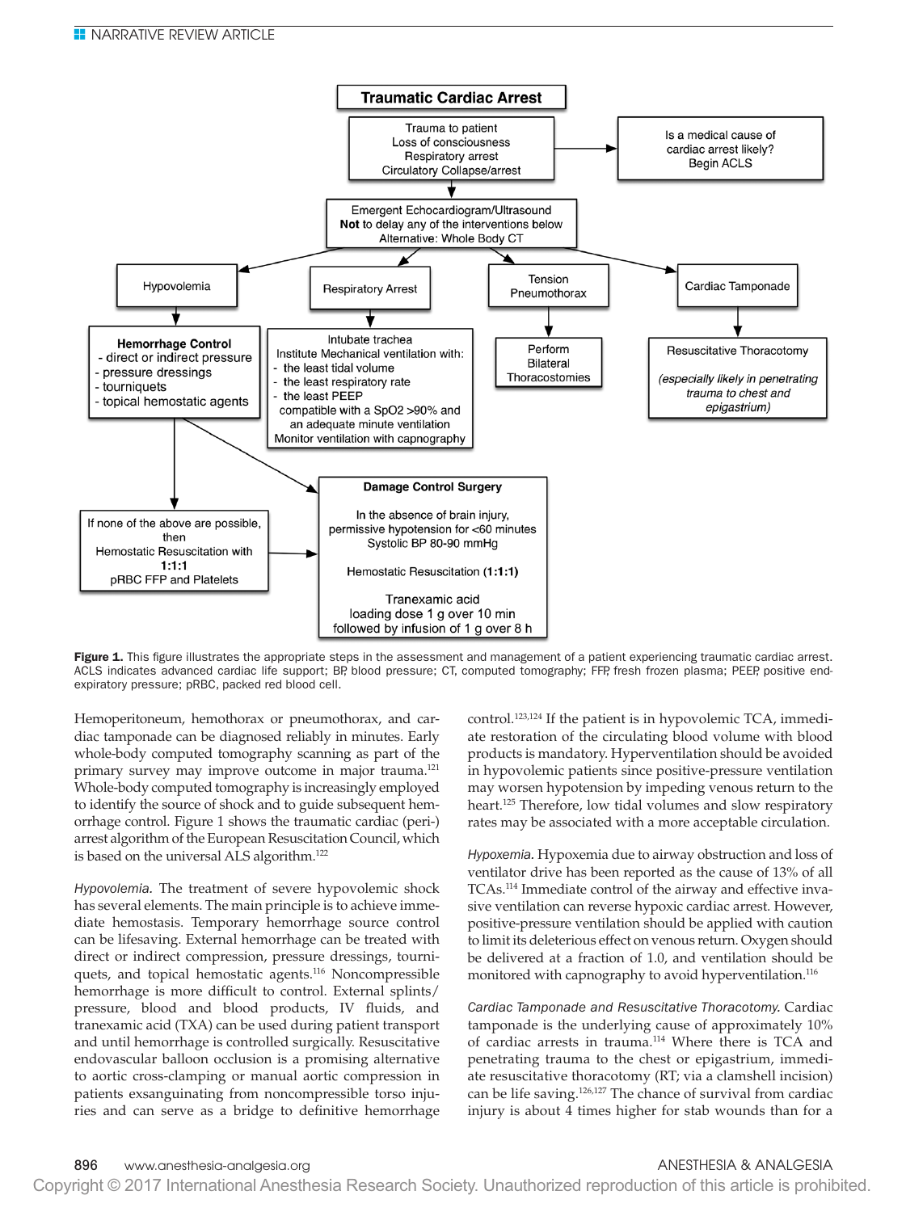**Traumatic Cardiac Arrest**

Trauma to patient
Loss of consciousness
Respiratory arrest
Circulatory Collapse/arrest

→ Is a medical cause of cardiac arrest likely? Begin ACLS

Emergent Echocardiogram/Ultrasound
**Not** to delay any of the interventions below
Alternative: Whole Body CT

- **Hypovolemia** → **Hemorrhage Control**
  - direct or indirect pressure
  - pressure dressings
  - tourniquets
  - topical hemostatic agents
- **Respiratory Arrest** → Intubate trachea. Institute Mechanical ventilation with:
  - the least tidal volume
  - the least respiratory rate
  - the least PEEP

  compatible with a SpO2 >90% and an adequate minute ventilation. Monitor ventilation with capnography
- **Tension Pneumothorax** → Perform Bilateral Thoracostomies
- **Cardiac Tamponade** → Resuscitative Thoracotomy *(especially likely in penetrating trauma to chest and epigastrium)*

Hemorrhage Control → If none of the above are possible, then Hemostatic Resuscitation with **1:1:1** pRBC FFP and Platelets → Damage Control Surgery

**Damage Control Surgery**

In the absence of brain injury, permissive hypotension for <60 minutes
Systolic BP 80-90 mmHg

Hemostatic Resuscitation (**1:1:1**)

Tranexamic acid
loading dose 1 g over 10 min
followed by infusion of 1 g over 8 h

**Figure 1.** This figure illustrates the appropriate steps in the assessment and management of a patient experiencing traumatic cardiac arrest. ACLS indicates advanced cardiac life support; BP, blood pressure; CT, computed tomography; FFP, fresh frozen plasma; PEEP, positive end-expiratory pressure; pRBC, packed red blood cell.

Hemoperitoneum, hemothorax or pneumothorax, and cardiac tamponade can be diagnosed reliably in minutes. Early whole-body computed tomography scanning as part of the primary survey may improve outcome in major trauma.[121] Whole-body computed tomography is increasingly employed to identify the source of shock and to guide subsequent hemorrhage control. Figure 1 shows the traumatic cardiac (peri-) arrest algorithm of the European Resuscitation Council, which is based on the universal ALS algorithm.[122]

*Hypovolemia.* The treatment of severe hypovolemic shock has several elements. The main principle is to achieve immediate hemostasis. Temporary hemorrhage source control can be lifesaving. External hemorrhage can be treated with direct or indirect compression, pressure dressings, tourniquets, and topical hemostatic agents.[116] Noncompressible hemorrhage is more difficult to control. External splints/pressure, blood and blood products, IV fluids, and tranexamic acid (TXA) can be used during patient transport and until hemorrhage is controlled surgically. Resuscitative endovascular balloon occlusion is a promising alternative to aortic cross-clamping or manual aortic compression in patients exsanguinating from noncompressible torso injuries and can serve as a bridge to definitive hemorrhage control.[123,124] If the patient is in hypovolemic TCA, immediate restoration of the circulating blood volume with blood products is mandatory. Hyperventilation should be avoided in hypovolemic patients since positive-pressure ventilation may worsen hypotension by impeding venous return to the heart.[125] Therefore, low tidal volumes and slow respiratory rates may be associated with a more acceptable circulation.

*Hypoxemia.* Hypoxemia due to airway obstruction and loss of ventilator drive has been reported as the cause of 13% of all TCAs.[114] Immediate control of the airway and effective invasive ventilation can reverse hypoxic cardiac arrest. However, positive-pressure ventilation should be applied with caution to limit its deleterious effect on venous return. Oxygen should be delivered at a fraction of 1.0, and ventilation should be monitored with capnography to avoid hyperventilation.[116]

*Cardiac Tamponade and Resuscitative Thoracotomy.* Cardiac tamponade is the underlying cause of approximately 10% of cardiac arrests in trauma.[114] Where there is TCA and penetrating trauma to the chest or epigastrium, immediate resuscitative thoracotomy (RT; via a clamshell incision) can be life saving.[126,127] The chance of survival from cardiac injury is about 4 times higher for stab wounds than for a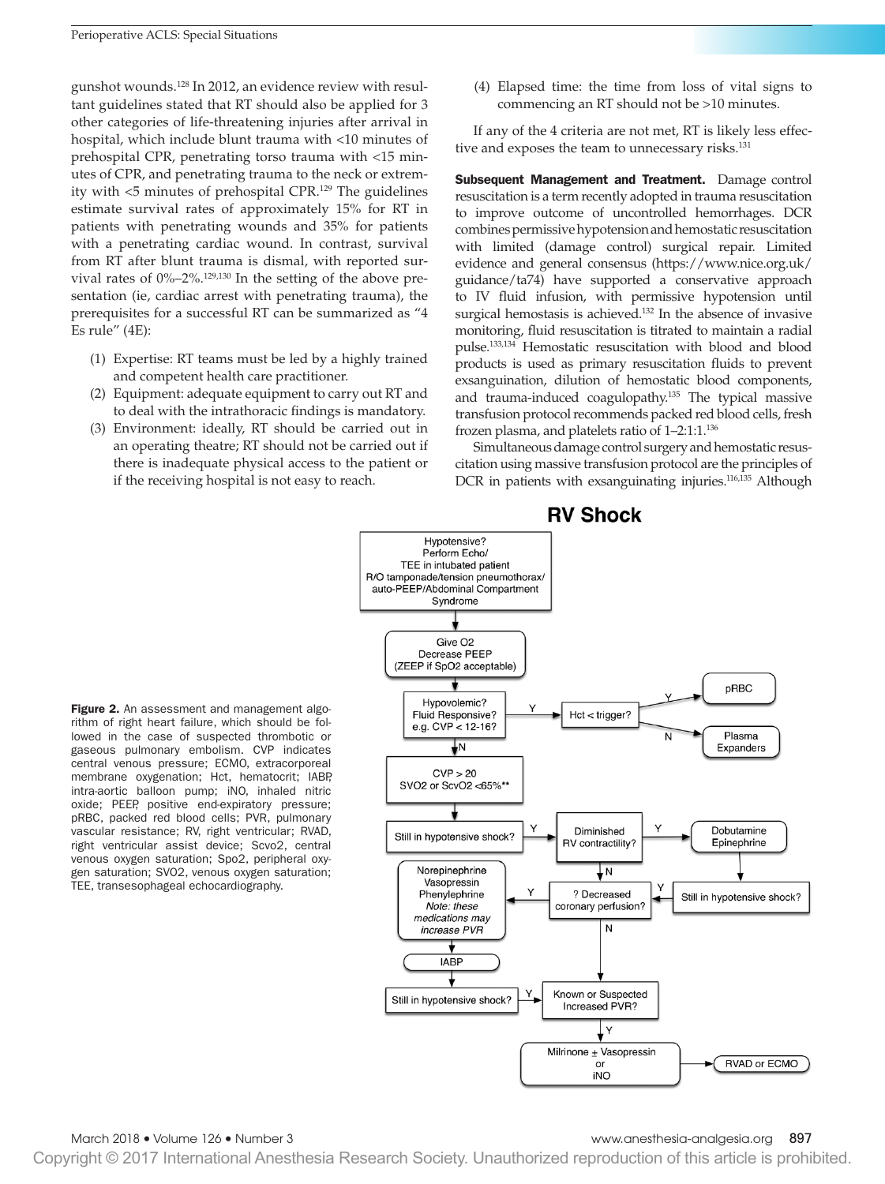gunshot wounds.[128] In 2012, an evidence review with resultant guidelines stated that RT should also be applied for 3 other categories of life-threatening injuries after arrival in hospital, which include blunt trauma with <10 minutes of prehospital CPR, penetrating torso trauma with <15 minutes of CPR, and penetrating trauma to the neck or extremity with <5 minutes of prehospital CPR.[129] The guidelines estimate survival rates of approximately 15% for RT in patients with penetrating wounds and 35% for patients with a penetrating cardiac wound. In contrast, survival from RT after blunt trauma is dismal, with reported survival rates of 0%–2%.[129,130] In the setting of the above presentation (ie, cardiac arrest with penetrating trauma), the prerequisites for a successful RT can be summarized as "4 Es rule" (4E):

(1) Expertise: RT teams must be led by a highly trained and competent health care practitioner.
(2) Equipment: adequate equipment to carry out RT and to deal with the intrathoracic findings is mandatory.
(3) Environment: ideally, RT should be carried out in an operating theatre; RT should not be carried out if there is inadequate physical access to the patient or if the receiving hospital is not easy to reach.
(4) Elapsed time: the time from loss of vital signs to commencing an RT should not be >10 minutes.

If any of the 4 criteria are not met, RT is likely less effective and exposes the team to unnecessary risks.[131]

**Subsequent Management and Treatment.** Damage control resuscitation is a term recently adopted in trauma resuscitation to improve outcome of uncontrolled hemorrhages. DCR combines permissive hypotension and hemostatic resuscitation with limited (damage control) surgical repair. Limited evidence and general consensus (https://www.nice.org.uk/guidance/ta74) have supported a conservative approach to IV fluid infusion, with permissive hypotension until surgical hemostasis is achieved.[132] In the absence of invasive monitoring, fluid resuscitation is titrated to maintain a radial pulse.[133,134] Hemostatic resuscitation with blood and blood products is used as primary resuscitation fluids to prevent exsanguination, dilution of hemostatic blood components, and trauma-induced coagulopathy.[135] The typical massive transfusion protocol recommends packed red blood cells, fresh frozen plasma, and platelets ratio of 1–2:1:1.[136]

Simultaneous damage control surgery and hemostatic resuscitation using massive transfusion protocol are the principles of DCR in patients with exsanguinating injuries.[116,135] Although

## RV Shock

- Hypotensive? Perform Echo/TEE in intubated patient. R/O tamponade/tension pneumothorax/auto-PEEP/Abdominal Compartment Syndrome
- → Give O2, Decrease PEEP (ZEEP if SpO2 acceptable)
- → Hypovolemic? Fluid Responsive? e.g. CVP < 12-16?
  - Y → Hct < trigger?
    - Y → pRBC
    - N → Plasma Expanders
  - N → CVP > 20, SVO2 or ScvO2 <65%**
- → Still in hypotensive shock?
  - Y → Diminished RV contractility?
    - Y → Dobutamine, Epinephrine → Still in hypotensive shock?
      - Y → ? Decreased coronary perfusion?
    - N → ? Decreased coronary perfusion?
      - Y → Norepinephrine, Vasopressin, Phenylephrine (*Note: these medications may increase PVR*) → IABP → Still in hypotensive shock?
        - Y → Known or Suspected Increased PVR?
      - N → Known or Suspected Increased PVR?
        - Y → Milrinone ± Vasopressin or iNO → RVAD or ECMO

**Figure 2.** An assessment and management algorithm of right heart failure, which should be followed in the case of suspected thrombotic or gaseous pulmonary embolism. CVP indicates central venous pressure; ECMO, extracorporeal membrane oxygenation; Hct, hematocrit; IABP, intra-aortic balloon pump; iNO, inhaled nitric oxide; PEEP, positive end-expiratory pressure; pRBC, packed red blood cells; PVR, pulmonary vascular resistance; RV, right ventricular; RVAD, right ventricular assist device; Scvo2, central venous oxygen saturation; Spo2, peripheral oxygen saturation; SVO2, venous oxygen saturation; TEE, transesophageal echocardiography.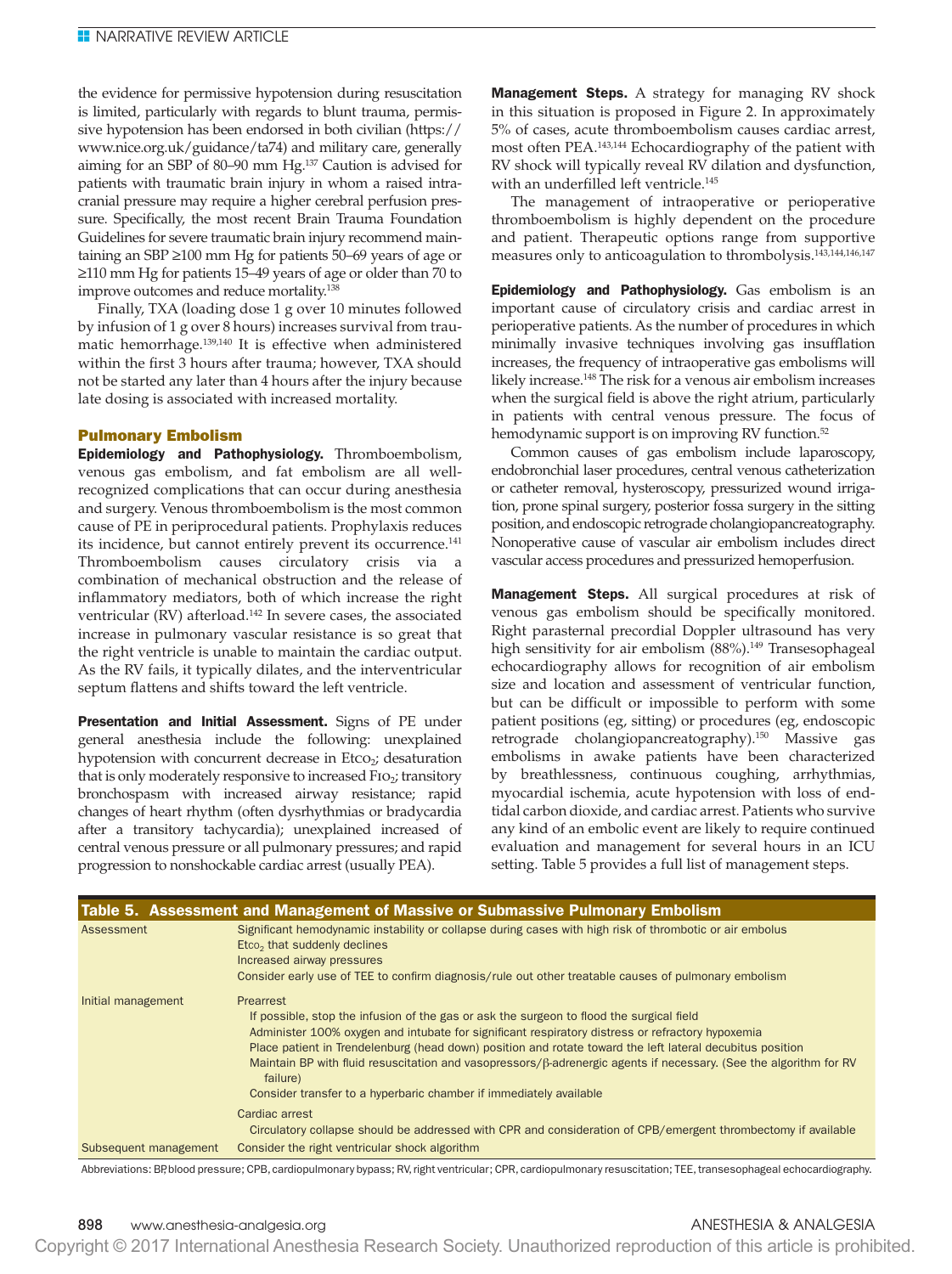the evidence for permissive hypotension during resuscitation is limited, particularly with regards to blunt trauma, permissive hypotension has been endorsed in both civilian (https://www.nice.org.uk/guidance/ta74) and military care, generally aiming for an SBP of 80–90 mm Hg.[137] Caution is advised for patients with traumatic brain injury in whom a raised intracranial pressure may require a higher cerebral perfusion pressure. Specifically, the most recent Brain Trauma Foundation Guidelines for severe traumatic brain injury recommend maintaining an SBP ≥100 mm Hg for patients 50–69 years of age or ≥110 mm Hg for patients 15–49 years of age or older than 70 to improve outcomes and reduce mortality.[138]

Finally, TXA (loading dose 1 g over 10 minutes followed by infusion of 1 g over 8 hours) increases survival from traumatic hemorrhage.[139,140] It is effective when administered within the first 3 hours after trauma; however, TXA should not be started any later than 4 hours after the injury because late dosing is associated with increased mortality.

## Pulmonary Embolism

**Epidemiology and Pathophysiology.** Thromboembolism, venous gas embolism, and fat embolism are all well-recognized complications that can occur during anesthesia and surgery. Venous thromboembolism is the most common cause of PE in periprocedural patients. Prophylaxis reduces its incidence, but cannot entirely prevent its occurrence.[141] Thromboembolism causes circulatory crisis via a combination of mechanical obstruction and the release of inflammatory mediators, both of which increase the right ventricular (RV) afterload.[142] In severe cases, the associated increase in pulmonary vascular resistance is so great that the right ventricle is unable to maintain the cardiac output. As the RV fails, it typically dilates, and the interventricular septum flattens and shifts toward the left ventricle.

**Presentation and Initial Assessment.** Signs of PE under general anesthesia include the following: unexplained hypotension with concurrent decrease in $Etco_2$; desaturation that is only moderately responsive to increased $Fio_2$; transitory bronchospasm with increased airway resistance; rapid changes of heart rhythm (often dysrhythmias or bradycardia after a transitory tachycardia); unexplained increased of central venous pressure or all pulmonary pressures; and rapid progression to nonshockable cardiac arrest (usually PEA).

**Management Steps.** A strategy for managing RV shock in this situation is proposed in Figure 2. In approximately 5% of cases, acute thromboembolism causes cardiac arrest, most often PEA.[143,144] Echocardiography of the patient with RV shock will typically reveal RV dilation and dysfunction, with an underfilled left ventricle.[145]

The management of intraoperative or perioperative thromboembolism is highly dependent on the procedure and patient. Therapeutic options range from supportive measures only to anticoagulation to thrombolysis.[143,144,146,147]

**Epidemiology and Pathophysiology.** Gas embolism is an important cause of circulatory crisis and cardiac arrest in perioperative patients. As the number of procedures in which minimally invasive techniques involving gas insufflation increases, the frequency of intraoperative gas embolisms will likely increase.[148] The risk for a venous air embolism increases when the surgical field is above the right atrium, particularly in patients with central venous pressure. The focus of hemodynamic support is on improving RV function.[52]

Common causes of gas embolism include laparoscopy, endobronchial laser procedures, central venous catheterization or catheter removal, hysteroscopy, pressurized wound irrigation, prone spinal surgery, posterior fossa surgery in the sitting position, and endoscopic retrograde cholangiopancreatography. Nonoperative cause of vascular air embolism includes direct vascular access procedures and pressurized hemoperfusion.

**Management Steps.** All surgical procedures at risk of venous gas embolism should be specifically monitored. Right parasternal precordial Doppler ultrasound has very high sensitivity for air embolism (88%).[149] Transesophageal echocardiography allows for recognition of air embolism size and location and assessment of ventricular function, but can be difficult or impossible to perform with some patient positions (eg, sitting) or procedures (eg, endoscopic retrograde cholangiopancreatography).[150] Massive gas embolisms in awake patients have been characterized by breathlessness, continuous coughing, arrhythmias, myocardial ischemia, acute hypotension with loss of end-tidal carbon dioxide, and cardiac arrest. Patients who survive any kind of an embolic event are likely to require continued evaluation and management for several hours in an ICU setting. Table 5 provides a full list of management steps.

**Table 5. Assessment and Management of Massive or Submassive Pulmonary Embolism**

| | |
|---|---|
| Assessment | Significant hemodynamic instability or collapse during cases with high risk of thrombotic or air embolus<br>$Etco_2$ that suddenly declines<br>Increased airway pressures<br>Consider early use of TEE to confirm diagnosis/rule out other treatable causes of pulmonary embolism |
| Initial management | Prearrest<br>If possible, stop the infusion of the gas or ask the surgeon to flood the surgical field<br>Administer 100% oxygen and intubate for significant respiratory distress or refractory hypoxemia<br>Place patient in Trendelenburg (head down) position and rotate toward the left lateral decubitus position<br>Maintain BP with fluid resuscitation and vasopressors/β-adrenergic agents if necessary. (See the algorithm for RV failure)<br>Consider transfer to a hyperbaric chamber if immediately available |
| | Cardiac arrest<br>Circulatory collapse should be addressed with CPR and consideration of CPB/emergent thrombectomy if available |
| Subsequent management | Consider the right ventricular shock algorithm |

Abbreviations: BP, blood pressure; CPB, cardiopulmonary bypass; RV, right ventricular; CPR, cardiopulmonary resuscitation; TEE, transesophageal echocardiography.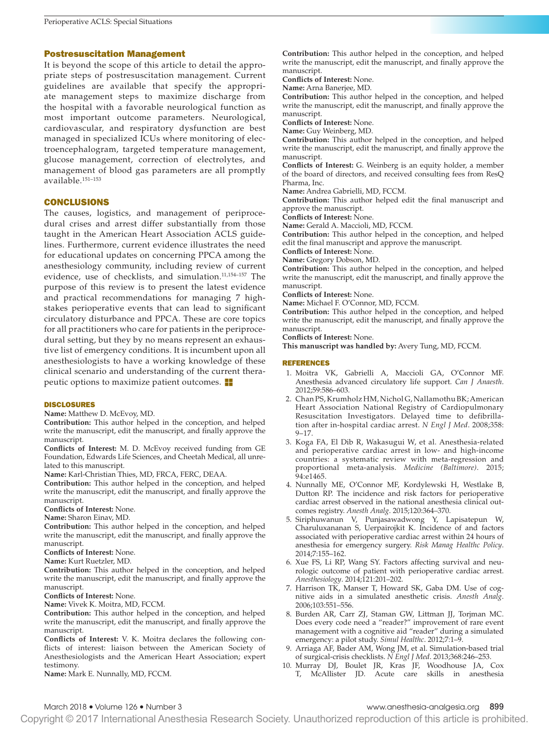### Postresuscitation Management

It is beyond the scope of this article to detail the appropriate steps of postresuscitation management. Current guidelines are available that specify the appropriate management steps to maximize discharge from the hospital with a favorable neurological function as most important outcome parameters. Neurological, cardiovascular, and respiratory dysfunction are best managed in specialized ICUs where monitoring of electroencephalogram, targeted temperature management, glucose management, correction of electrolytes, and management of blood gas parameters are all promptly available.[151–153]

## CONCLUSIONS

The causes, logistics, and management of periprocedural crises and arrest differ substantially from those taught in the American Heart Association ACLS guidelines. Furthermore, current evidence illustrates the need for educational updates on concerning PPCA among the anesthesiology community, including review of current evidence, use of checklists, and simulation.[11,154–157] The purpose of this review is to present the latest evidence and practical recommendations for managing 7 high-stakes perioperative events that can lead to significant circulatory disturbance and PPCA. These are core topics for all practitioners who care for patients in the periprocedural setting, but they by no means represent an exhaustive list of emergency conditions. It is incumbent upon all anesthesiologists to have a working knowledge of these clinical scenario and understanding of the current therapeutic options to maximize patient outcomes.

## DISCLOSURES

**Name:** Matthew D. McEvoy, MD.
**Contribution:** This author helped in the conception, and helped write the manuscript, edit the manuscript, and finally approve the manuscript.
**Conflicts of Interest:** M. D. McEvoy received funding from GE Foundation, Edwards Life Sciences, and Cheetah Medical, all unrelated to this manuscript.
**Name:** Karl-Christian Thies, MD, FRCA, FERC, DEAA.
**Contribution:** This author helped in the conception, and helped write the manuscript, edit the manuscript, and finally approve the manuscript.
**Conflicts of Interest:** None.
**Name:** Sharon Einav, MD.
**Contribution:** This author helped in the conception, and helped write the manuscript, edit the manuscript, and finally approve the manuscript.
**Conflicts of Interest:** None.
**Name:** Kurt Ruetzler, MD.
**Contribution:** This author helped in the conception, and helped write the manuscript, edit the manuscript, and finally approve the manuscript.
**Conflicts of Interest:** None.
**Name:** Vivek K. Moitra, MD, FCCM.
**Contribution:** This author helped in the conception, and helped write the manuscript, edit the manuscript, and finally approve the manuscript.
**Conflicts of Interest:** V. K. Moitra declares the following conflicts of interest: liaison between the American Society of Anesthesiologists and the American Heart Association; expert testimony.
**Name:** Mark E. Nunnally, MD, FCCM.
**Contribution:** This author helped in the conception, and helped write the manuscript, edit the manuscript, and finally approve the manuscript.
**Conflicts of Interest:** None.
**Name:** Arna Banerjee, MD.
**Contribution:** This author helped in the conception, and helped write the manuscript, edit the manuscript, and finally approve the manuscript.
**Conflicts of Interest:** None.
**Name:** Guy Weinberg, MD.
**Contribution:** This author helped in the conception, and helped write the manuscript, edit the manuscript, and finally approve the manuscript.
**Conflicts of Interest:** G. Weinberg is an equity holder, a member of the board of directors, and received consulting fees from ResQ Pharma, Inc.
**Name:** Andrea Gabrielli, MD, FCCM.
**Contribution:** This author helped edit the final manuscript and approve the manuscript.
**Conflicts of Interest:** None.
**Name:** Gerald A. Maccioli, MD, FCCM.
**Contribution:** This author helped in the conception, and helped edit the final manuscript and approve the manuscript.
**Conflicts of Interest:** None.
**Name:** Gregory Dobson, MD.
**Contribution:** This author helped in the conception, and helped write the manuscript, edit the manuscript, and finally approve the manuscript.
**Conflicts of Interest:** None.
**Name:** Michael F. O'Connor, MD, FCCM.
**Contribution:** This author helped in the conception, and helped write the manuscript, edit the manuscript, and finally approve the manuscript.
**Conflicts of Interest:** None.
**This manuscript was handled by:** Avery Tung, MD, FCCM.

## REFERENCES

1. Moitra VK, Gabrielli A, Maccioli GA, O'Connor MF. Anesthesia advanced circulatory life support. *Can J Anaesth*. 2012;59:586–603.
2. Chan PS, Krumholz HM, Nichol G, Nallamothu BK; American Heart Association National Registry of Cardiopulmonary Resuscitation Investigators. Delayed time to defibrillation after in-hospital cardiac arrest. *N Engl J Med*. 2008;358:9–17.
3. Koga FA, El Dib R, Wakasugui W, et al. Anesthesia-related and perioperative cardiac arrest in low- and high-income countries: a systematic review with meta-regression and proportional meta-analysis. *Medicine (Baltimore)*. 2015;94:e1465.
4. Nunnally ME, O'Connor MF, Kordylewski H, Westlake B, Dutton RP. The incidence and risk factors for perioperative cardiac arrest observed in the national anesthesia clinical outcomes registry. *Anesth Analg*. 2015;120:364–370.
5. Siriphuwanun V, Punjasawadwong Y, Lapisatepun W, Charuluxananan S, Uerpairojkit K. Incidence of and factors associated with perioperative cardiac arrest within 24 hours of anesthesia for emergency surgery. *Risk Manag Healthc Policy*. 2014;7:155–162.
6. Xue FS, Li RP, Wang SY. Factors affecting survival and neurologic outcome of patient with perioperative cardiac arrest. *Anesthesiology*. 2014;121:201–202.
7. Harrison TK, Manser T, Howard SK, Gaba DM. Use of cognitive aids in a simulated anesthetic crisis. *Anesth Analg*. 2006;103:551–556.
8. Burden AR, Carr ZJ, Staman GW, Littman JJ, Torjman MC. Does every code need a "reader?" improvement of rare event management with a cognitive aid "reader" during a simulated emergency: a pilot study. *Simul Healthc*. 2012;7:1–9.
9. Arriaga AF, Bader AM, Wong JM, et al. Simulation-based trial of surgical-crisis checklists. *N Engl J Med*. 2013;368:246–253.
10. Murray DJ, Boulet JR, Kras JF, Woodhouse JA, Cox T, McAllister JD. Acute care skills in anesthesia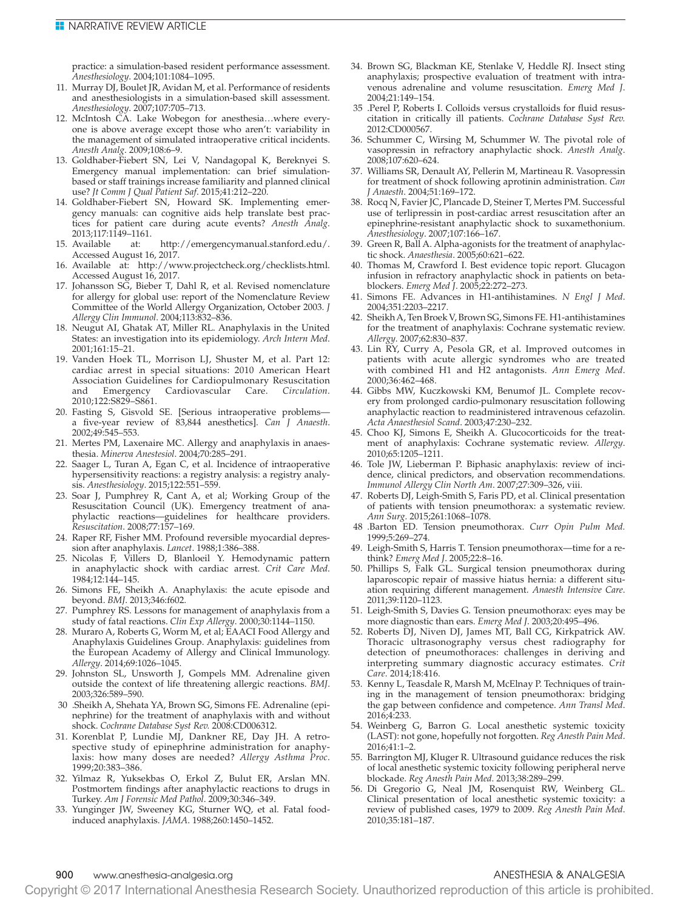practice: a simulation-based resident performance assessment. *Anesthesiology*. 2004;101:1084–1095.

11. Murray DJ, Boulet JR, Avidan M, et al. Performance of residents and anesthesiologists in a simulation-based skill assessment. *Anesthesiology*. 2007;107:705–713.
12. McIntosh CA. Lake Wobegon for anesthesia…where everyone is above average except those who aren't: variability in the management of simulated intraoperative critical incidents. *Anesth Analg*. 2009;108:6–9.
13. Goldhaber-Fiebert SN, Lei V, Nandagopal K, Bereknyei S. Emergency manual implementation: can brief simulation-based or staff trainings increase familiarity and planned clinical use? *Jt Comm J Qual Patient Saf*. 2015;41:212–220.
14. Goldhaber-Fiebert SN, Howard SK. Implementing emergency manuals: can cognitive aids help translate best practices for patient care during acute events? *Anesth Analg*. 2013;117:1149–1161.
15. Available at: http://emergencymanual.stanford.edu/. Accessed August 16, 2017.
16. Available at: http://www.projectcheck.org/checklists.html. Accessed August 16, 2017.
17. Johansson SG, Bieber T, Dahl R, et al. Revised nomenclature for allergy for global use: report of the Nomenclature Review Committee of the World Allergy Organization, October 2003. *J Allergy Clin Immunol*. 2004;113:832–836.
18. Neugut AI, Ghatak AT, Miller RL. Anaphylaxis in the United States: an investigation into its epidemiology. *Arch Intern Med*. 2001;161:15–21.
19. Vanden Hoek TL, Morrison LJ, Shuster M, et al. Part 12: cardiac arrest in special situations: 2010 American Heart Association Guidelines for Cardiopulmonary Resuscitation and Emergency Cardiovascular Care. *Circulation*. 2010;122:S829–S861.
20. Fasting S, Gisvold SE. [Serious intraoperative problems—a five-year review of 83,844 anesthetics]. *Can J Anaesth*. 2002;49:545–553.
21. Mertes PM, Laxenaire MC. Allergy and anaphylaxis in anaesthesia. *Minerva Anestesiol*. 2004;70:285–291.
22. Saager L, Turan A, Egan C, et al. Incidence of intraoperative hypersensitivity reactions: a registry analysis: a registry analysis. *Anesthesiology*. 2015;122:551–559.
23. Soar J, Pumphrey R, Cant A, et al; Working Group of the Resuscitation Council (UK). Emergency treatment of anaphylactic reactions—guidelines for healthcare providers. *Resuscitation*. 2008;77:157–169.
24. Raper RF, Fisher MM. Profound reversible myocardial depression after anaphylaxis. *Lancet*. 1988;1:386–388.
25. Nicolas F, Villers D, Blanloeil Y. Hemodynamic pattern in anaphylactic shock with cardiac arrest. *Crit Care Med*. 1984;12:144–145.
26. Simons FE, Sheikh A. Anaphylaxis: the acute episode and beyond. *BMJ*. 2013;346:f602.
27. Pumphrey RS. Lessons for management of anaphylaxis from a study of fatal reactions. *Clin Exp Allergy*. 2000;30:1144–1150.
28. Muraro A, Roberts G, Worm M, et al; EAACI Food Allergy and Anaphylaxis Guidelines Group. Anaphylaxis: guidelines from the European Academy of Allergy and Clinical Immunology. *Allergy*. 2014;69:1026–1045.
29. Johnston SL, Unsworth J, Gompels MM. Adrenaline given outside the context of life threatening allergic reactions. *BMJ*. 2003;326:589–590.
30. Sheikh A, Shehata YA, Brown SG, Simons FE. Adrenaline (epinephrine) for the treatment of anaphylaxis with and without shock. *Cochrane Database Syst Rev*. 2008:CD006312.
31. Korenblat P, Lundie MJ, Dankner RE, Day JH. A retrospective study of epinephrine administration for anaphylaxis: how many doses are needed? *Allergy Asthma Proc*. 1999;20:383–386.
32. Yilmaz R, Yuksekbas O, Erkol Z, Bulut ER, Arslan MN. Postmortem findings after anaphylactic reactions to drugs in Turkey. *Am J Forensic Med Pathol*. 2009;30:346–349.
33. Yunginger JW, Sweeney KG, Sturner WQ, et al. Fatal food-induced anaphylaxis. *JAMA*. 1988;260:1450–1452.
34. Brown SG, Blackman KE, Stenlake V, Heddle RJ. Insect sting anaphylaxis; prospective evaluation of treatment with intravenous adrenaline and volume resuscitation. *Emerg Med J*. 2004;21:149–154.
35. Perel P, Roberts I. Colloids versus crystalloids for fluid resuscitation in critically ill patients. *Cochrane Database Syst Rev*. 2012:CD000567.
36. Schummer C, Wirsing M, Schummer W. The pivotal role of vasopressin in refractory anaphylactic shock. *Anesth Analg*. 2008;107:620–624.
37. Williams SR, Denault AY, Pellerin M, Martineau R. Vasopressin for treatment of shock following aprotinin administration. *Can J Anaesth*. 2004;51:169–172.
38. Rocq N, Favier JC, Plancade D, Steiner T, Mertes PM. Successful use of terlipressin in post-cardiac arrest resuscitation after an epinephrine-resistant anaphylactic shock to suxamethonium. *Anesthesiology*. 2007;107:166–167.
39. Green R, Ball A. Alpha-agonists for the treatment of anaphylactic shock. *Anaesthesia*. 2005;60:621–622.
40. Thomas M, Crawford I. Best evidence topic report. Glucagon infusion in refractory anaphylactic shock in patients on beta-blockers. *Emerg Med J*. 2005;22:272–273.
41. Simons FE. Advances in H1-antihistamines. *N Engl J Med*. 2004;351:2203–2217.
42. Sheikh A, Ten Broek V, Brown SG, Simons FE. H1-antihistamines for the treatment of anaphylaxis: Cochrane systematic review. *Allergy*. 2007;62:830–837.
43. Lin RY, Curry A, Pesola GR, et al. Improved outcomes in patients with acute allergic syndromes who are treated with combined H1 and H2 antagonists. *Ann Emerg Med*. 2000;36:462–468.
44. Gibbs MW, Kuczkowski KM, Benumof JL. Complete recovery from prolonged cardio-pulmonary resuscitation following anaphylactic reaction to readministered intravenous cefazolin. *Acta Anaesthesiol Scand*. 2003;47:230–232.
45. Choo KJ, Simons E, Sheikh A. Glucocorticoids for the treatment of anaphylaxis: Cochrane systematic review. *Allergy*. 2010;65:1205–1211.
46. Tole JW, Lieberman P. Biphasic anaphylaxis: review of incidence, clinical predictors, and observation recommendations. *Immunol Allergy Clin North Am*. 2007;27:309–326, viii.
47. Roberts DJ, Leigh-Smith S, Faris PD, et al. Clinical presentation of patients with tension pneumothorax: a systematic review. *Ann Surg*. 2015;261:1068–1078.
48. Barton ED. Tension pneumothorax. *Curr Opin Pulm Med*. 1999;5:269–274.
49. Leigh-Smith S, Harris T. Tension pneumothorax—time for a re-think? *Emerg Med J*. 2005;22:8–16.
50. Phillips S, Falk GL. Surgical tension pneumothorax during laparoscopic repair of massive hiatus hernia: a different situation requiring different management. *Anaesth Intensive Care*. 2011;39:1120–1123.
51. Leigh-Smith S, Davies G. Tension pneumothorax: eyes may be more diagnostic than ears. *Emerg Med J*. 2003;20:495–496.
52. Roberts DJ, Niven DJ, James MT, Ball CG, Kirkpatrick AW. Thoracic ultrasonography versus chest radiography for detection of pneumothoraces: challenges in deriving and interpreting summary diagnostic accuracy estimates. *Crit Care*. 2014;18:416.
53. Kenny L, Teasdale R, Marsh M, McElnay P. Techniques of training in the management of tension pneumothorax: bridging the gap between confidence and competence. *Ann Transl Med*. 2016;4:233.
54. Weinberg G, Barron G. Local anesthetic systemic toxicity (LAST): not gone, hopefully not forgotten. *Reg Anesth Pain Med*. 2016;41:1–2.
55. Barrington MJ, Kluger R. Ultrasound guidance reduces the risk of local anesthetic systemic toxicity following peripheral nerve blockade. *Reg Anesth Pain Med*. 2013;38:289–299.
56. Di Gregorio G, Neal JM, Rosenquist RW, Weinberg GL. Clinical presentation of local anesthetic systemic toxicity: a review of published cases, 1979 to 2009. *Reg Anesth Pain Med*. 2010;35:181–187.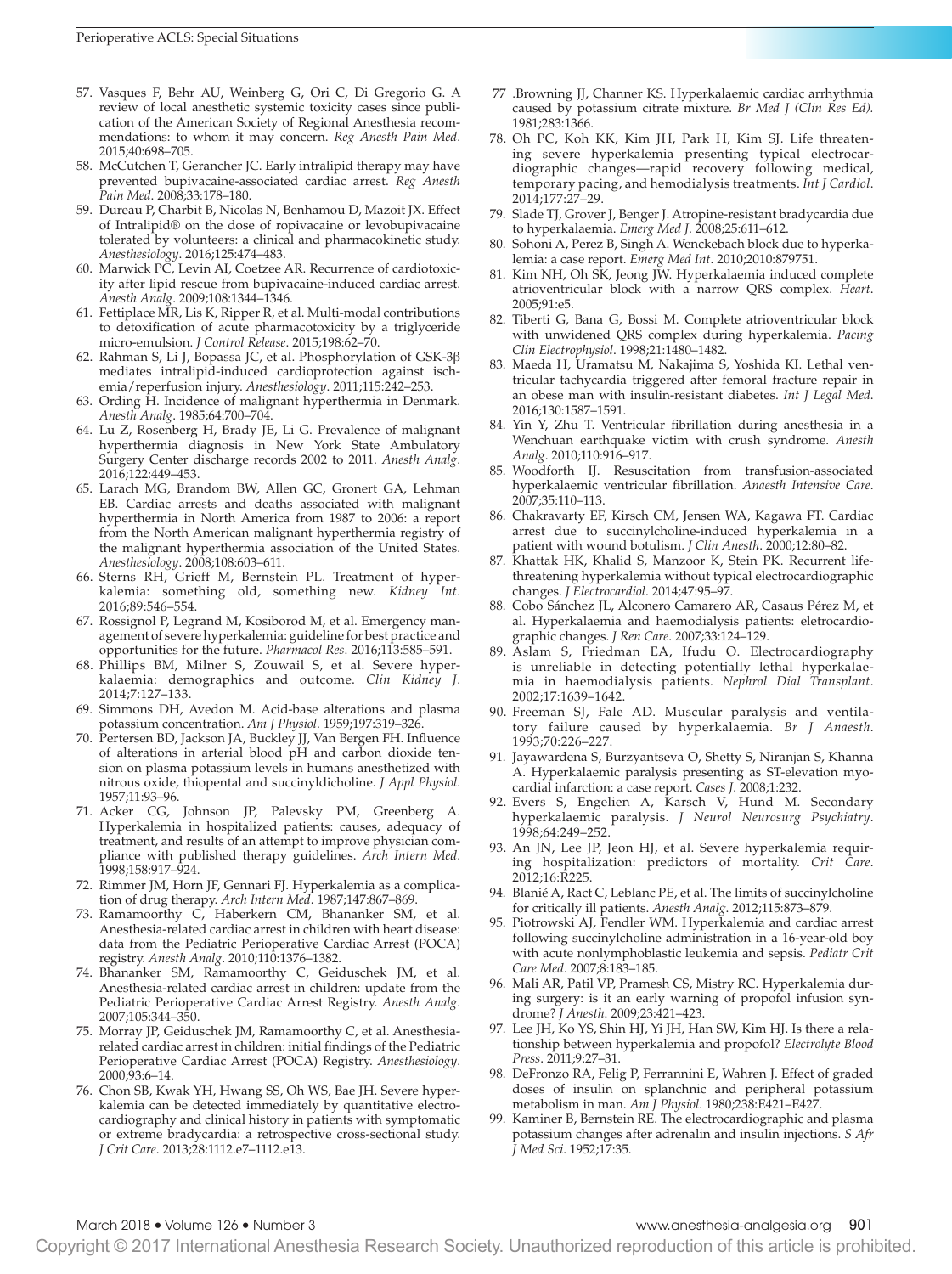57. Vasques F, Behr AU, Weinberg G, Ori C, Di Gregorio G. A review of local anesthetic systemic toxicity cases since publication of the American Society of Regional Anesthesia recommendations: to whom it may concern. *Reg Anesth Pain Med*. 2015;40:698–705.
58. McCutchen T, Gerancher JC. Early intralipid therapy may have prevented bupivacaine-associated cardiac arrest. *Reg Anesth Pain Med*. 2008;33:178–180.
59. Dureau P, Charbit B, Nicolas N, Benhamou D, Mazoit JX. Effect of Intralipid® on the dose of ropivacaine or levobupivacaine tolerated by volunteers: a clinical and pharmacokinetic study. *Anesthesiology*. 2016;125:474–483.
60. Marwick PC, Levin AI, Coetzee AR. Recurrence of cardiotoxicity after lipid rescue from bupivacaine-induced cardiac arrest. *Anesth Analg*. 2009;108:1344–1346.
61. Fettiplace MR, Lis K, Ripper R, et al. Multi-modal contributions to detoxification of acute pharmacotoxicity by a triglyceride micro-emulsion. *J Control Release*. 2015;198:62–70.
62. Rahman S, Li J, Bopassa JC, et al. Phosphorylation of GSK-3β mediates intralipid-induced cardioprotection against ischemia/reperfusion injury. *Anesthesiology*. 2011;115:242–253.
63. Ording H. Incidence of malignant hyperthermia in Denmark. *Anesth Analg*. 1985;64:700–704.
64. Lu Z, Rosenberg H, Brady JE, Li G. Prevalence of malignant hyperthermia diagnosis in New York State Ambulatory Surgery Center discharge records 2002 to 2011. *Anesth Analg*. 2016;122:449–453.
65. Larach MG, Brandom BW, Allen GC, Gronert GA, Lehman EB. Cardiac arrests and deaths associated with malignant hyperthermia in North America from 1987 to 2006: a report from the North American malignant hyperthermia registry of the malignant hyperthermia association of the United States. *Anesthesiology*. 2008;108:603–611.
66. Sterns RH, Grieff M, Bernstein PL. Treatment of hyperkalemia: something old, something new. *Kidney Int*. 2016;89:546–554.
67. Rossignol P, Legrand M, Kosiborod M, et al. Emergency management of severe hyperkalemia: guideline for best practice and opportunities for the future. *Pharmacol Res*. 2016;113:585–591.
68. Phillips BM, Milner S, Zouwail S, et al. Severe hyperkalaemia: demographics and outcome. *Clin Kidney J*. 2014;7:127–133.
69. Simmons DH, Avedon M. Acid-base alterations and plasma potassium concentration. *Am J Physiol*. 1959;197:319–326.
70. Pertersen BD, Jackson JA, Buckley JJ, Van Bergen FH. Influence of alterations in arterial blood pH and carbon dioxide tension on plasma potassium levels in humans anesthetized with nitrous oxide, thiopental and succinyldicholine. *J Appl Physiol*. 1957;11:93–96.
71. Acker CG, Johnson JP, Palevsky PM, Greenberg A. Hyperkalemia in hospitalized patients: causes, adequacy of treatment, and results of an attempt to improve physician compliance with published therapy guidelines. *Arch Intern Med*. 1998;158:917–924.
72. Rimmer JM, Horn JF, Gennari FJ. Hyperkalemia as a complication of drug therapy. *Arch Intern Med*. 1987;147:867–869.
73. Ramamoorthy C, Haberkern CM, Bhananker SM, et al. Anesthesia-related cardiac arrest in children with heart disease: data from the Pediatric Perioperative Cardiac Arrest (POCA) registry. *Anesth Analg*. 2010;110:1376–1382.
74. Bhananker SM, Ramamoorthy C, Geiduschek JM, et al. Anesthesia-related cardiac arrest in children: update from the Pediatric Perioperative Cardiac Arrest Registry. *Anesth Analg*. 2007;105:344–350.
75. Morray JP, Geiduschek JM, Ramamoorthy C, et al. Anesthesia-related cardiac arrest in children: initial findings of the Pediatric Perioperative Cardiac Arrest (POCA) Registry. *Anesthesiology*. 2000;93:6–14.
76. Chon SB, Kwak YH, Hwang SS, Oh WS, Bae JH. Severe hyperkalemia can be detected immediately by quantitative electrocardiography and clinical history in patients with symptomatic or extreme bradycardia: a retrospective cross-sectional study. *J Crit Care*. 2013;28:1112.e7–1112.e13.
77. .Browning JJ, Channer KS. Hyperkalaemic cardiac arrhythmia caused by potassium citrate mixture. *Br Med J (Clin Res Ed)*. 1981;283:1366.
78. Oh PC, Koh KK, Kim JH, Park H, Kim SJ. Life threatening severe hyperkalemia presenting typical electrocardiographic changes—rapid recovery following medical, temporary pacing, and hemodialysis treatments. *Int J Cardiol*. 2014;177:27–29.
79. Slade TJ, Grover J, Benger J. Atropine-resistant bradycardia due to hyperkalaemia. *Emerg Med J*. 2008;25:611–612.
80. Sohoni A, Perez B, Singh A. Wenckebach block due to hyperkalemia: a case report. *Emerg Med Int*. 2010;2010:879751.
81. Kim NH, Oh SK, Jeong JW. Hyperkalaemia induced complete atrioventricular block with a narrow QRS complex. *Heart*. 2005;91:e5.
82. Tiberti G, Bana G, Bossi M. Complete atrioventricular block with unwidened QRS complex during hyperkalemia. *Pacing Clin Electrophysiol*. 1998;21:1480–1482.
83. Maeda H, Uramatsu M, Nakajima S, Yoshida KI. Lethal ventricular tachycardia triggered after femoral fracture repair in an obese man with insulin-resistant diabetes. *Int J Legal Med*. 2016;130:1587–1591.
84. Yin Y, Zhu T. Ventricular fibrillation during anesthesia in a Wenchuan earthquake victim with crush syndrome. *Anesth Analg*. 2010;110:916–917.
85. Woodforth IJ. Resuscitation from transfusion-associated hyperkalaemic ventricular fibrillation. *Anaesth Intensive Care*. 2007;35:110–113.
86. Chakravarty EF, Kirsch CM, Jensen WA, Kagawa FT. Cardiac arrest due to succinylcholine-induced hyperkalemia in a patient with wound botulism. *J Clin Anesth*. 2000;12:80–82.
87. Khattak HK, Khalid S, Manzoor K, Stein PK. Recurrent life-threatening hyperkalemia without typical electrocardiographic changes. *J Electrocardiol*. 2014;47:95–97.
88. Cobo Sánchez JL, Alconero Camarero AR, Casaus Pérez M, et al. Hyperkalaemia and haemodialysis patients: eletrocardiographic changes. *J Ren Care*. 2007;33:124–129.
89. Aslam S, Friedman EA, Ifudu O. Electrocardiography is unreliable in detecting potentially lethal hyperkalaemia in haemodialysis patients. *Nephrol Dial Transplant*. 2002;17:1639–1642.
90. Freeman SJ, Fale AD. Muscular paralysis and ventilatory failure caused by hyperkalaemia. *Br J Anaesth*. 1993;70:226–227.
91. Jayawardena S, Burzyantseva O, Shetty S, Niranjan S, Khanna A. Hyperkalaemic paralysis presenting as ST-elevation myocardial infarction: a case report. *Cases J*. 2008;1:232.
92. Evers S, Engelien A, Karsch V, Hund M. Secondary hyperkalaemic paralysis. *J Neurol Neurosurg Psychiatry*. 1998;64:249–252.
93. An JN, Lee JP, Jeon HJ, et al. Severe hyperkalemia requiring hospitalization: predictors of mortality. *Crit Care*. 2012;16:R225.
94. Blanié A, Ract C, Leblanc PE, et al. The limits of succinylcholine for critically ill patients. *Anesth Analg*. 2012;115:873–879.
95. Piotrowski AJ, Fendler WM. Hyperkalemia and cardiac arrest following succinylcholine administration in a 16-year-old boy with acute nonlymphoblastic leukemia and sepsis. *Pediatr Crit Care Med*. 2007;8:183–185.
96. Mali AR, Patil VP, Pramesh CS, Mistry RC. Hyperkalemia during surgery: is it an early warning of propofol infusion syndrome? *J Anesth*. 2009;23:421–423.
97. Lee JH, Ko YS, Shin HJ, Yi JH, Han SW, Kim HJ. Is there a relationship between hyperkalemia and propofol? *Electrolyte Blood Press*. 2011;9:27–31.
98. DeFronzo RA, Felig P, Ferrannini E, Wahren J. Effect of graded doses of insulin on splanchnic and peripheral potassium metabolism in man. *Am J Physiol*. 1980;238:E421–E427.
99. Kaminer B, Bernstein RE. The electrocardiographic and plasma potassium changes after adrenalin and insulin injections. *S Afr J Med Sci*. 1952;17:35.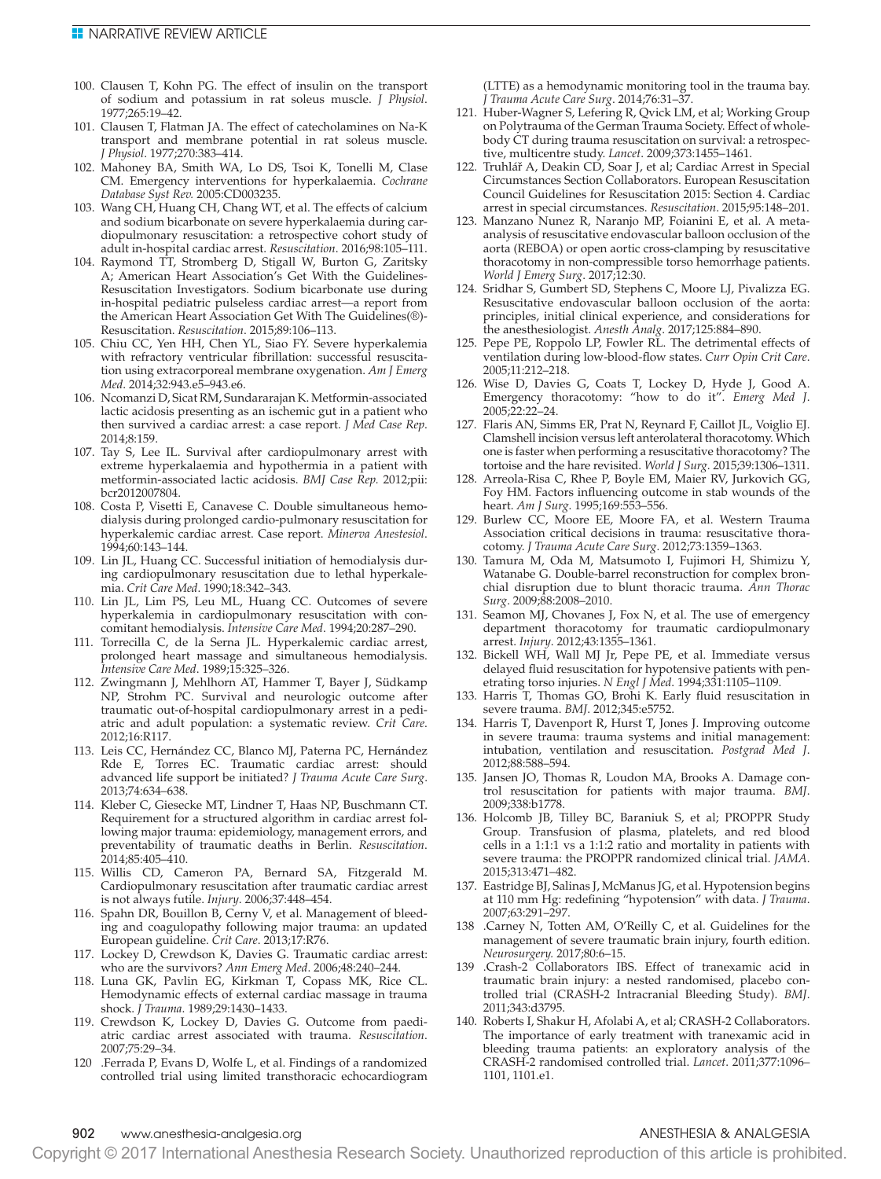100. Clausen T, Kohn PG. The effect of insulin on the transport of sodium and potassium in rat soleus muscle. *J Physiol*. 1977;265:19–42.
101. Clausen T, Flatman JA. The effect of catecholamines on Na-K transport and membrane potential in rat soleus muscle. *J Physiol*. 1977;270:383–414.
102. Mahoney BA, Smith WA, Lo DS, Tsoi K, Tonelli M, Clase CM. Emergency interventions for hyperkalaemia. *Cochrane Database Syst Rev.* 2005:CD003235.
103. Wang CH, Huang CH, Chang WT, et al. The effects of calcium and sodium bicarbonate on severe hyperkalaemia during cardiopulmonary resuscitation: a retrospective cohort study of adult in-hospital cardiac arrest. *Resuscitation*. 2016;98:105–111.
104. Raymond TT, Stromberg D, Stigall W, Burton G, Zaritsky A; American Heart Association's Get With the Guidelines-Resuscitation Investigators. Sodium bicarbonate use during in-hospital pediatric pulseless cardiac arrest—a report from the American Heart Association Get With The Guidelines(®)-Resuscitation. *Resuscitation*. 2015;89:106–113.
105. Chiu CC, Yen HH, Chen YL, Siao FY. Severe hyperkalemia with refractory ventricular fibrillation: successful resuscitation using extracorporeal membrane oxygenation. *Am J Emerg Med*. 2014;32:943.e5–943.e6.
106. Ncomanzi D, Sicat RM, Sundararajan K. Metformin-associated lactic acidosis presenting as an ischemic gut in a patient who then survived a cardiac arrest: a case report. *J Med Case Rep*. 2014;8:159.
107. Tay S, Lee IL. Survival after cardiopulmonary arrest with extreme hyperkalaemia and hypothermia in a patient with metformin-associated lactic acidosis. *BMJ Case Rep.* 2012;pii: bcr2012007804.
108. Costa P, Visetti E, Canavese C. Double simultaneous hemodialysis during prolonged cardio-pulmonary resuscitation for hyperkalemic cardiac arrest. Case report. *Minerva Anestesiol*. 1994;60:143–144.
109. Lin JL, Huang CC. Successful initiation of hemodialysis during cardiopulmonary resuscitation due to lethal hyperkalemia. *Crit Care Med*. 1990;18:342–343.
110. Lin JL, Lim PS, Leu ML, Huang CC. Outcomes of severe hyperkalemia in cardiopulmonary resuscitation with concomitant hemodialysis. *Intensive Care Med*. 1994;20:287–290.
111. Torrecilla C, de la Serna JL. Hyperkalemic cardiac arrest, prolonged heart massage and simultaneous hemodialysis. *Intensive Care Med*. 1989;15:325–326.
112. Zwingmann J, Mehlhorn AT, Hammer T, Bayer J, Südkamp NP, Strohm PC. Survival and neurologic outcome after traumatic out-of-hospital cardiopulmonary arrest in a pediatric and adult population: a systematic review. *Crit Care*. 2012;16:R117.
113. Leis CC, Hernández CC, Blanco MJ, Paterna PC, Hernández Rde E, Torres EC. Traumatic cardiac arrest: should advanced life support be initiated? *J Trauma Acute Care Surg*. 2013;74:634–638.
114. Kleber C, Giesecke MT, Lindner T, Haas NP, Buschmann CT. Requirement for a structured algorithm in cardiac arrest following major trauma: epidemiology, management errors, and preventability of traumatic deaths in Berlin. *Resuscitation*. 2014;85:405–410.
115. Willis CD, Cameron PA, Bernard SA, Fitzgerald M. Cardiopulmonary resuscitation after traumatic cardiac arrest is not always futile. *Injury*. 2006;37:448–454.
116. Spahn DR, Bouillon B, Cerny V, et al. Management of bleeding and coagulopathy following major trauma: an updated European guideline. *Crit Care*. 2013;17:R76.
117. Lockey D, Crewdson K, Davies G. Traumatic cardiac arrest: who are the survivors? *Ann Emerg Med*. 2006;48:240–244.
118. Luna GK, Pavlin EG, Kirkman T, Copass MK, Rice CL. Hemodynamic effects of external cardiac massage in trauma shock. *J Trauma*. 1989;29:1430–1433.
119. Crewdson K, Lockey D, Davies G. Outcome from paediatric cardiac arrest associated with trauma. *Resuscitation*. 2007;75:29–34.
120. Ferrada P, Evans D, Wolfe L, et al. Findings of a randomized controlled trial using limited transthoracic echocardiogram (LTTE) as a hemodynamic monitoring tool in the trauma bay. *J Trauma Acute Care Surg*. 2014;76:31–37.
121. Huber-Wagner S, Lefering R, Qvick LM, et al; Working Group on Polytrauma of the German Trauma Society. Effect of whole-body CT during trauma resuscitation on survival: a retrospective, multicentre study. *Lancet*. 2009;373:1455–1461.
122. Truhlář A, Deakin CD, Soar J, et al; Cardiac Arrest in Special Circumstances Section Collaborators. European Resuscitation Council Guidelines for Resuscitation 2015: Section 4. Cardiac arrest in special circumstances. *Resuscitation*. 2015;95:148–201.
123. Manzano Nunez R, Naranjo MP, Foianini E, et al. A meta-analysis of resuscitative endovascular balloon occlusion of the aorta (REBOA) or open aortic cross-clamping by resuscitative thoracotomy in non-compressible torso hemorrhage patients. *World J Emerg Surg*. 2017;12:30.
124. Sridhar S, Gumbert SD, Stephens C, Moore LJ, Pivalizza EG. Resuscitative endovascular balloon occlusion of the aorta: principles, initial clinical experience, and considerations for the anesthesiologist. *Anesth Analg*. 2017;125:884–890.
125. Pepe PE, Roppolo LP, Fowler RL. The detrimental effects of ventilation during low-blood-flow states. *Curr Opin Crit Care*. 2005;11:212–218.
126. Wise D, Davies G, Coats T, Lockey D, Hyde J, Good A. Emergency thoracotomy: "how to do it". *Emerg Med J*. 2005;22:22–24.
127. Flaris AN, Simms ER, Prat N, Reynard F, Caillot JL, Voiglio EJ. Clamshell incision versus left anterolateral thoracotomy. Which one is faster when performing a resuscitative thoracotomy? The tortoise and the hare revisited. *World J Surg*. 2015;39:1306–1311.
128. Arreola-Risa C, Rhee P, Boyle EM, Maier RV, Jurkovich GG, Foy HM. Factors influencing outcome in stab wounds of the heart. *Am J Surg*. 1995;169:553–556.
129. Burlew CC, Moore EE, Moore FA, et al. Western Trauma Association critical decisions in trauma: resuscitative thoracotomy. *J Trauma Acute Care Surg*. 2012;73:1359–1363.
130. Tamura M, Oda M, Matsumoto I, Fujimori H, Shimizu Y, Watanabe G. Double-barrel reconstruction for complex bronchial disruption due to blunt thoracic trauma. *Ann Thorac Surg*. 2009;88:2008–2010.
131. Seamon MJ, Chovanes J, Fox N, et al. The use of emergency department thoracotomy for traumatic cardiopulmonary arrest. *Injury*. 2012;43:1355–1361.
132. Bickell WH, Wall MJ Jr, Pepe PE, et al. Immediate versus delayed fluid resuscitation for hypotensive patients with penetrating torso injuries. *N Engl J Med*. 1994;331:1105–1109.
133. Harris T, Thomas GO, Brohi K. Early fluid resuscitation in severe trauma. *BMJ*. 2012;345:e5752.
134. Harris T, Davenport R, Hurst T, Jones J. Improving outcome in severe trauma: trauma systems and initial management: intubation, ventilation and resuscitation. *Postgrad Med J*. 2012;88:588–594.
135. Jansen JO, Thomas R, Loudon MA, Brooks A. Damage control resuscitation for patients with major trauma. *BMJ*. 2009;338:b1778.
136. Holcomb JB, Tilley BC, Baraniuk S, et al; PROPPR Study Group. Transfusion of plasma, platelets, and red blood cells in a 1:1:1 vs a 1:1:2 ratio and mortality in patients with severe trauma: the PROPPR randomized clinical trial. *JAMA*. 2015;313:471–482.
137. Eastridge BJ, Salinas J, McManus JG, et al. Hypotension begins at 110 mm Hg: redefining "hypotension" with data. *J Trauma*. 2007;63:291–297.
138. Carney N, Totten AM, O'Reilly C, et al. Guidelines for the management of severe traumatic brain injury, fourth edition. *Neurosurgery*. 2017;80:6–15.
139. Crash-2 Collaborators IBS. Effect of tranexamic acid in traumatic brain injury: a nested randomised, placebo controlled trial (CRASH-2 Intracranial Bleeding Study). *BMJ*. 2011;343:d3795.
140. Roberts I, Shakur H, Afolabi A, et al; CRASH-2 Collaborators. The importance of early treatment with tranexamic acid in bleeding trauma patients: an exploratory analysis of the CRASH-2 randomised controlled trial. *Lancet*. 2011;377:1096–1101, 1101.e1.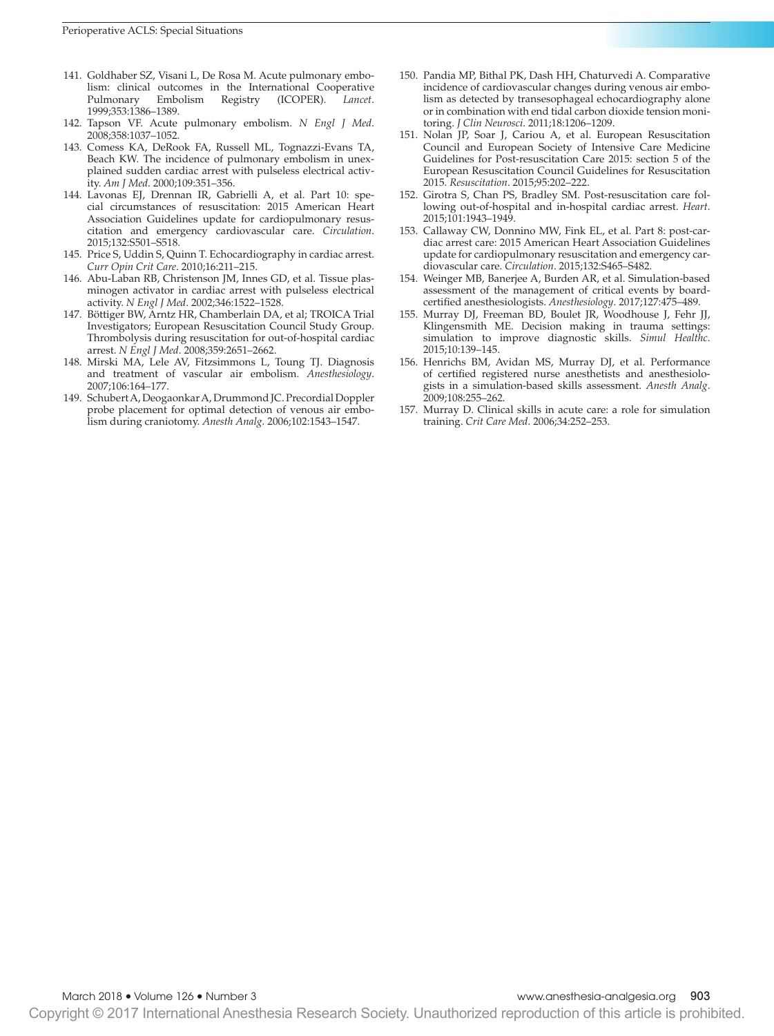141. Goldhaber SZ, Visani L, De Rosa M. Acute pulmonary embolism: clinical outcomes in the International Cooperative Pulmonary Embolism Registry (ICOPER). *Lancet*. 1999;353:1386–1389.
142. Tapson VF. Acute pulmonary embolism. *N Engl J Med*. 2008;358:1037–1052.
143. Comess KA, DeRook FA, Russell ML, Tognazzi-Evans TA, Beach KW. The incidence of pulmonary embolism in unexplained sudden cardiac arrest with pulseless electrical activity. *Am J Med*. 2000;109:351–356.
144. Lavonas EJ, Drennan IR, Gabrielli A, et al. Part 10: special circumstances of resuscitation: 2015 American Heart Association Guidelines update for cardiopulmonary resuscitation and emergency cardiovascular care. *Circulation*. 2015;132:S501–S518.
145. Price S, Uddin S, Quinn T. Echocardiography in cardiac arrest. *Curr Opin Crit Care*. 2010;16:211–215.
146. Abu-Laban RB, Christenson JM, Innes GD, et al. Tissue plasminogen activator in cardiac arrest with pulseless electrical activity. *N Engl J Med*. 2002;346:1522–1528.
147. Böttiger BW, Arntz HR, Chamberlain DA, et al; TROICA Trial Investigators; European Resuscitation Council Study Group. Thrombolysis during resuscitation for out-of-hospital cardiac arrest. *N Engl J Med*. 2008;359:2651–2662.
148. Mirski MA, Lele AV, Fitzsimmons L, Toung TJ. Diagnosis and treatment of vascular air embolism. *Anesthesiology*. 2007;106:164–177.
149. Schubert A, Deogaonkar A, Drummond JC. Precordial Doppler probe placement for optimal detection of venous air embolism during craniotomy. *Anesth Analg*. 2006;102:1543–1547.
150. Pandia MP, Bithal PK, Dash HH, Chaturvedi A. Comparative incidence of cardiovascular changes during venous air embolism as detected by transesophageal echocardiography alone or in combination with end tidal carbon dioxide tension monitoring. *J Clin Neurosci*. 2011;18:1206–1209.
151. Nolan JP, Soar J, Cariou A, et al. European Resuscitation Council and European Society of Intensive Care Medicine Guidelines for Post-resuscitation Care 2015: section 5 of the European Resuscitation Council Guidelines for Resuscitation 2015. *Resuscitation*. 2015;95:202–222.
152. Girotra S, Chan PS, Bradley SM. Post-resuscitation care following out-of-hospital and in-hospital cardiac arrest. *Heart*. 2015;101:1943–1949.
153. Callaway CW, Donnino MW, Fink EL, et al. Part 8: post-cardiac arrest care: 2015 American Heart Association Guidelines update for cardiopulmonary resuscitation and emergency cardiovascular care. *Circulation*. 2015;132:S465–S482.
154. Weinger MB, Banerjee A, Burden AR, et al. Simulation-based assessment of the management of critical events by board-certified anesthesiologists. *Anesthesiology*. 2017;127:475–489.
155. Murray DJ, Freeman BD, Boulet JR, Woodhouse J, Fehr JJ, Klingensmith ME. Decision making in trauma settings: simulation to improve diagnostic skills. *Simul Healthc*. 2015;10:139–145.
156. Henrichs BM, Avidan MS, Murray DJ, et al. Performance of certified registered nurse anesthetists and anesthesiologists in a simulation-based skills assessment. *Anesth Analg*. 2009;108:255–262.
157. Murray D. Clinical skills in acute care: a role for simulation training. *Crit Care Med*. 2006;34:252–253.